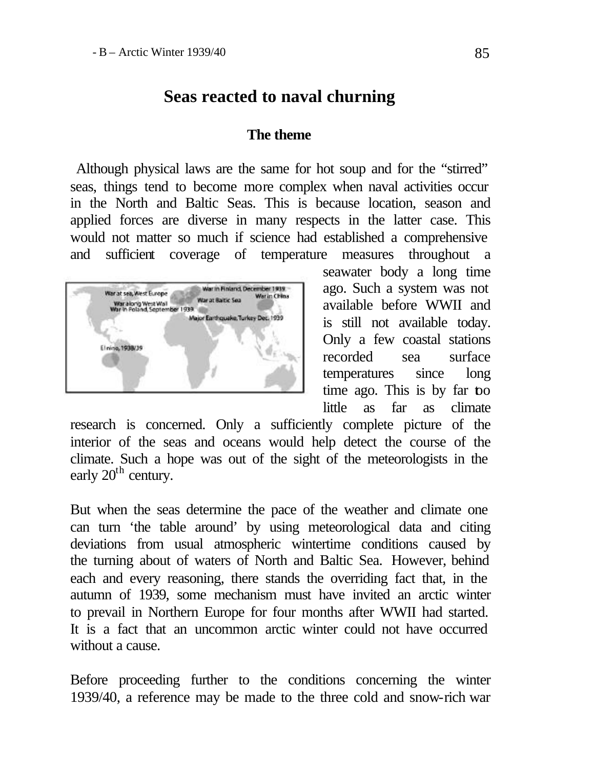# Seas reacted to naval churning

## The theme

Although physical laws are the same for hot soup and for the "stirred" seas, things tend to become more complex when naval activities occur in the North and Baltic Seas. This is because location, season and applied forces are diverse in many respects in the latter case. This would not matter so much if science had established a comprehensive and sufficient coverage of temperature measures throughout a seawater body a long time ago. Such a system was not available before WWII and is still not available today. Only a few coastal stations recorded sea surface temperatures since long time ago. This is by far too little as far as climate research is concerned. Only a sufficiently complete picture of the interior of the seas and oceans would help detect the course of the climate. Such a hope was out of the sight of the meteorologists in the early 20th century.

But when the seas determine the pace of the weather and climate one can turn 'the table around' by using meteorological data and citing deviations from usual atmospheric wintertime conditions caused by the turning about of waters of North and Baltic Sea. However, behind each and every reasoning, there stands the overriding fact that, in the autumn of 1939, some mechanism must have invited an arctic winter to prevail in Northern Europe for four months after WWII had started. It is a fact that an uncommon arctic winter could not have occurred without a cause.

Before proceeding further to the conditions concerning the winter 1939/40, a reference may be made to the three cold and snow-rich war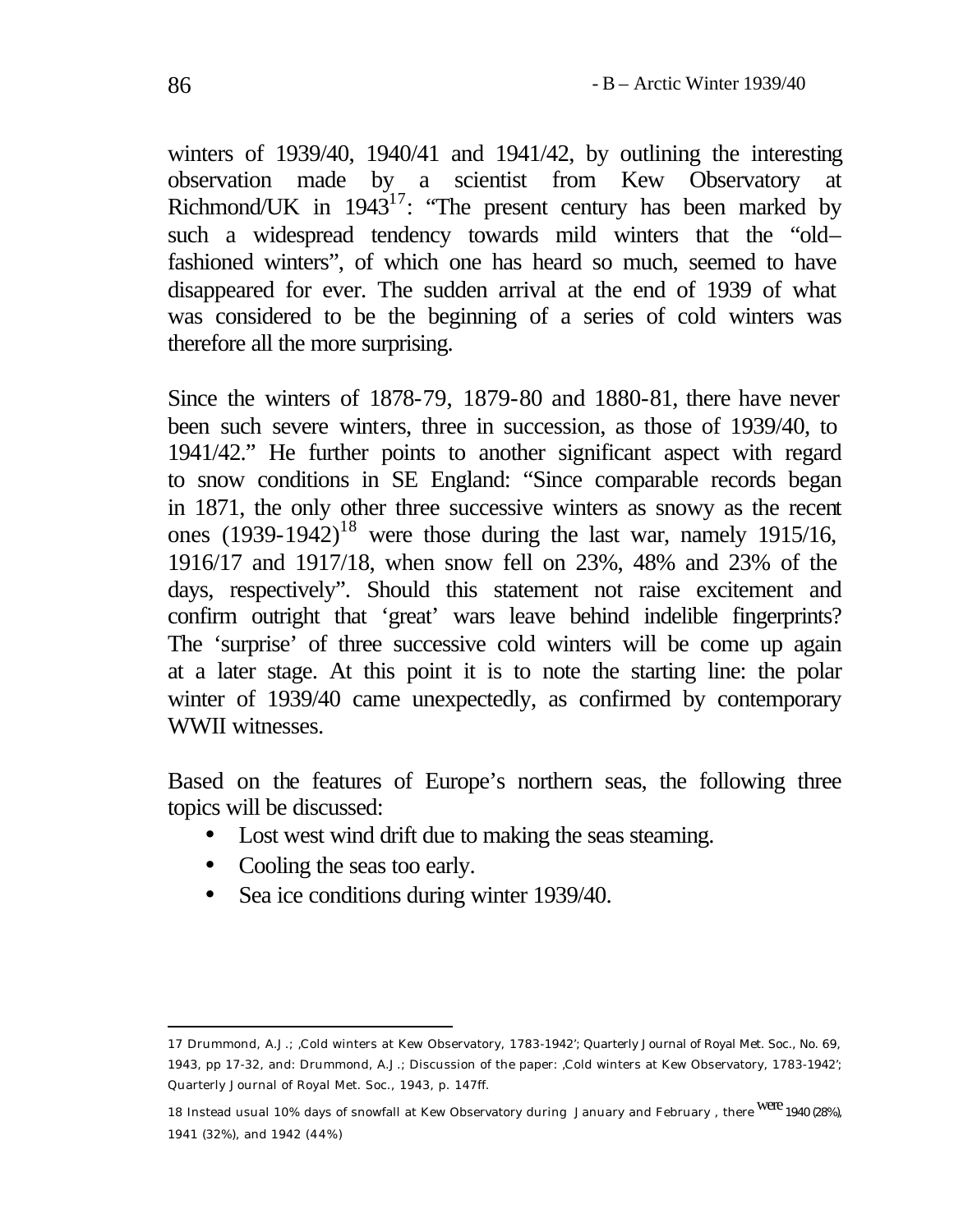winters of 1939/40, 1940/41 and 1941/42, by outlining the interesting observation made by a scientist from Kew Observatory at Richmond/UK in 1943[17]: "The present century has been marked by such a widespread tendency towards mild winters that the "old–fashioned winters", of which one has heard so much, seemed to have disappeared for ever. The sudden arrival at the end of 1939 of what was considered to be the beginning of a series of cold winters was therefore all the more surprising.

Since the winters of 1878-79, 1879-80 and 1880-81, there have never been such severe winters, three in succession, as those of 1939/40, to 1941/42." He further points to another significant aspect with regard to snow conditions in SE England: "Since comparable records began in 1871, the only other three successive winters as snowy as the recent ones (1939-1942)[18] were those during the last war, namely 1915/16, 1916/17 and 1917/18, when snow fell on 23%, 48% and 23% of the days, respectively". Should this statement not raise excitement and confirm outright that 'great' wars leave behind indelible fingerprints? The 'surprise' of three successive cold winters will be come up again at a later stage. At this point it is to note the starting line: the polar winter of 1939/40 came unexpectedly, as confirmed by contemporary WWII witnesses.

Based on the features of Europe's northern seas, the following three topics will be discussed:

- Lost west wind drift due to making the seas steaming.
- Cooling the seas too early.
- Sea ice conditions during winter 1939/40.

---

17 Drummond, A.J.; ‚Cold winters at Kew Observatory, 1783-1942'; Quarterly Journal of Royal Met. Soc., No. 69, 1943, pp 17-32, and: Drummond, A.J.; Discussion of the paper: ‚Cold winters at Kew Observatory, 1783-1942'; Quarterly Journal of Royal Met. Soc., 1943, p. 147ff.

18 Instead usual 10% days of snowfall at Kew Observatory during January and February , there were 1940 (28%), 1941 (32%), and 1942 (44%)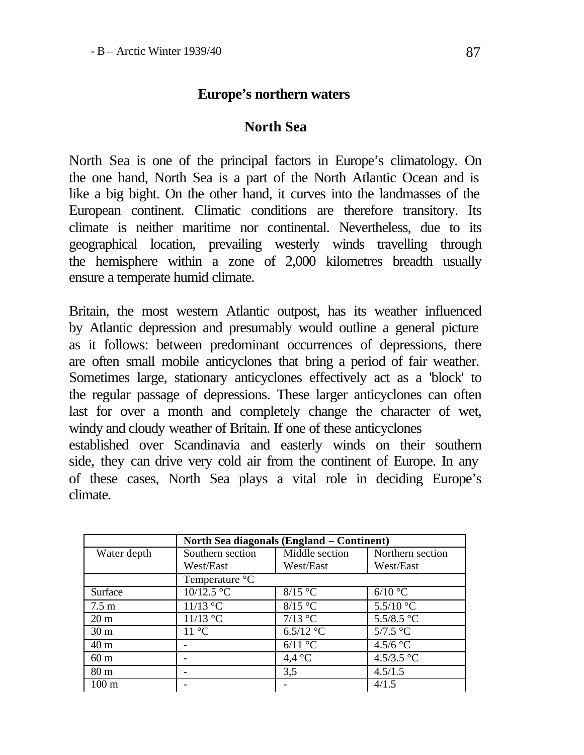## Europe's northern waters

### North Sea

North Sea is one of the principal factors in Europe's climatology. On the one hand, North Sea is a part of the North Atlantic Ocean and is like a big bight. On the other hand, it curves into the landmasses of the European continent. Climatic conditions are therefore transitory. Its climate is neither maritime nor continental. Nevertheless, due to its geographical location, prevailing westerly winds travelling through the hemisphere within a zone of 2,000 kilometres breadth usually ensure a temperate humid climate.

Britain, the most western Atlantic outpost, has its weather influenced by Atlantic depression and presumably would outline a general picture as it follows: between predominant occurrences of depressions, there are often small mobile anticyclones that bring a period of fair weather. Sometimes large, stationary anticyclones effectively act as a 'block' to the regular passage of depressions. These larger anticyclones can often last for over a month and completely change the character of wet, windy and cloudy weather of Britain. If one of these anticyclones established over Scandinavia and easterly winds on their southern side, they can drive very cold air from the continent of Europe. In any of these cases, North Sea plays a vital role in deciding Europe's climate.

| | **North Sea diagonals (England – Continent)** | | |
|---|---|---|---|
| Water depth | Southern section West/East | Middle section West/East | Northern section West/East |
| | Temperature °C | | |
| Surface | 10/12.5 °C | 8/15 °C | 6/10 °C |
| 7.5 m | 11/13 °C | 8/15 °C | 5.5/10 °C |
| 20 m | 11/13 °C | 7/13 °C | 5.5/8.5 °C |
| 30 m | 11 °C | 6.5/12 °C | 5/7.5 °C |
| 40 m | - | 6/11 °C | 4.5/6 °C |
| 60 m | - | 4,4 °C | 4.5/3.5 °C |
| 80 m | - | 3,5 | 4.5/1.5 |
| 100 m | - | - | 4/1.5 |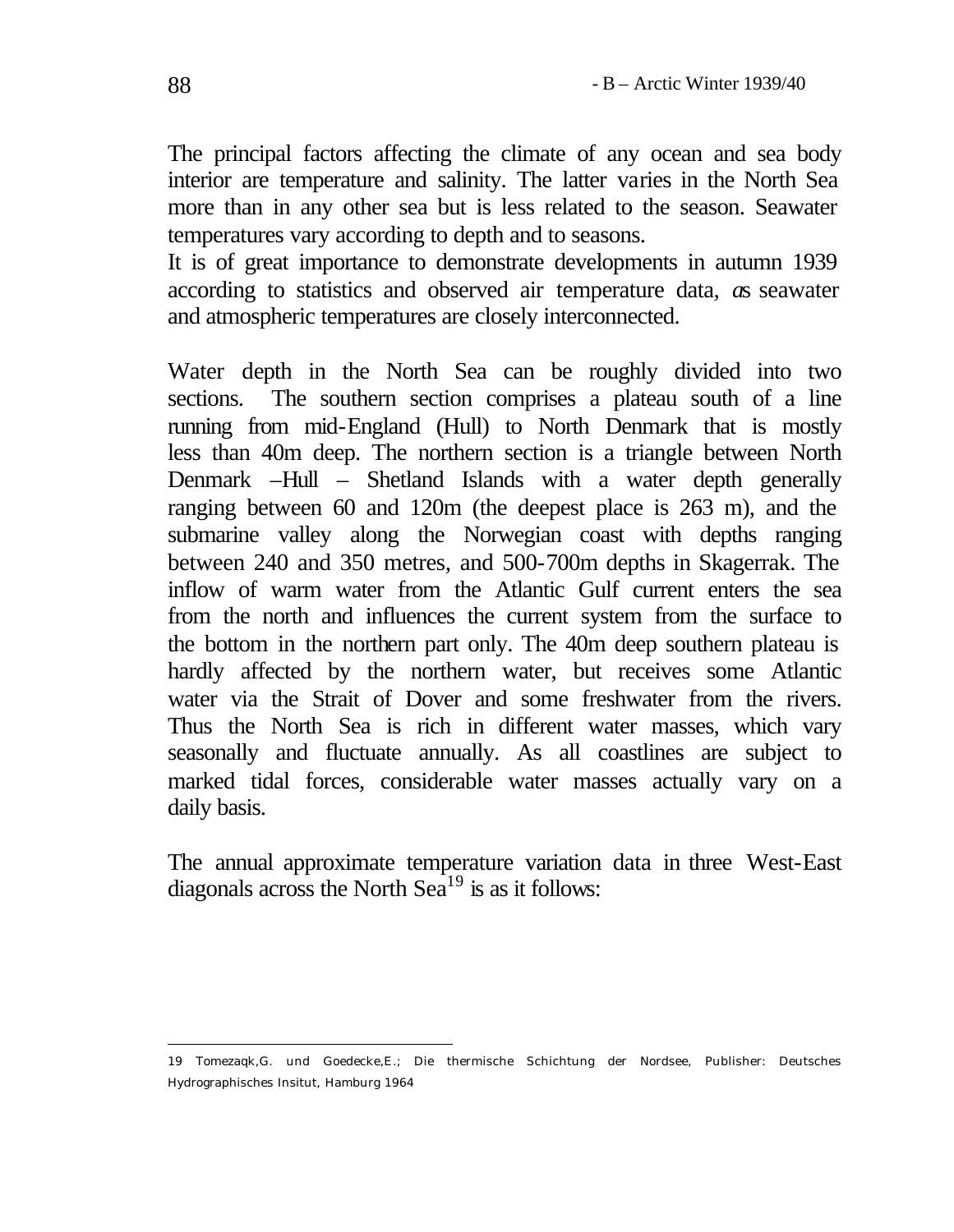The principal factors affecting the climate of any ocean and sea body interior are temperature and salinity. The latter varies in the North Sea more than in any other sea but is less related to the season. Seawater temperatures vary according to depth and to seasons.
It is of great importance to demonstrate developments in autumn 1939 according to statistics and observed air temperature data, as seawater and atmospheric temperatures are closely interconnected.

Water depth in the North Sea can be roughly divided into two sections. The southern section comprises a plateau south of a line running from mid-England (Hull) to North Denmark that is mostly less than 40m deep. The northern section is a triangle between North Denmark –Hull – Shetland Islands with a water depth generally ranging between 60 and 120m (the deepest place is 263 m), and the submarine valley along the Norwegian coast with depths ranging between 240 and 350 metres, and 500-700m depths in Skagerrak. The inflow of warm water from the Atlantic Gulf current enters the sea from the north and influences the current system from the surface to the bottom in the northern part only. The 40m deep southern plateau is hardly affected by the northern water, but receives some Atlantic water via the Strait of Dover and some freshwater from the rivers. Thus the North Sea is rich in different water masses, which vary seasonally and fluctuate annually. As all coastlines are subject to marked tidal forces, considerable water masses actually vary on a daily basis.

The annual approximate temperature variation data in three West-East diagonals across the North Sea[19] is as it follows:

---

19 Tomezaqk,G. und Goedecke,E.; Die thermische Schichtung der Nordsee, Publisher: Deutsches Hydrographisches Insitut, Hamburg 1964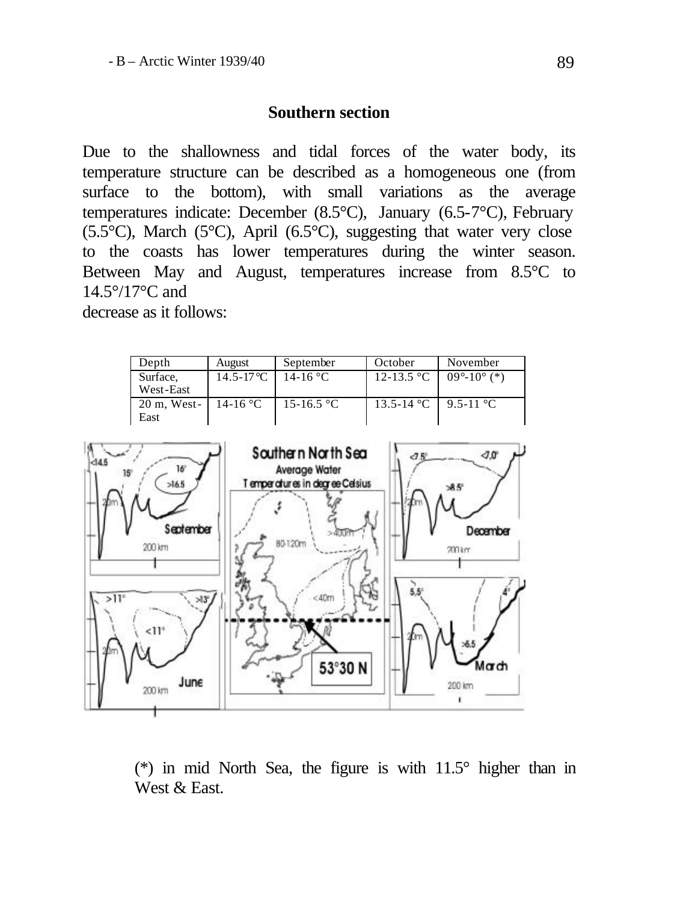## Southern section

Due to the shallowness and tidal forces of the water body, its temperature structure can be described as a homogeneous one (from surface to the bottom), with small variations as the average temperatures indicate: December (8.5°C), January (6.5-7°C), February (5.5°C), March (5°C), April (6.5°C), suggesting that water very close to the coasts has lower temperatures during the winter season. Between May and August, temperatures increase from 8.5°C to 14.5°/17°C and
decrease as it follows:

| Depth | August | September | October | November |
|---|---|---|---|---|
| Surface, West-East | 14.5-17°C | 14-16 °C | 12-13.5 °C | 09°-10° (*) |
| 20 m, West-East | 14-16 °C | 15-16.5 °C | 13.5-14 °C | 9.5-11 °C |

(*) in mid North Sea, the figure is with 11.5° higher than in West & East.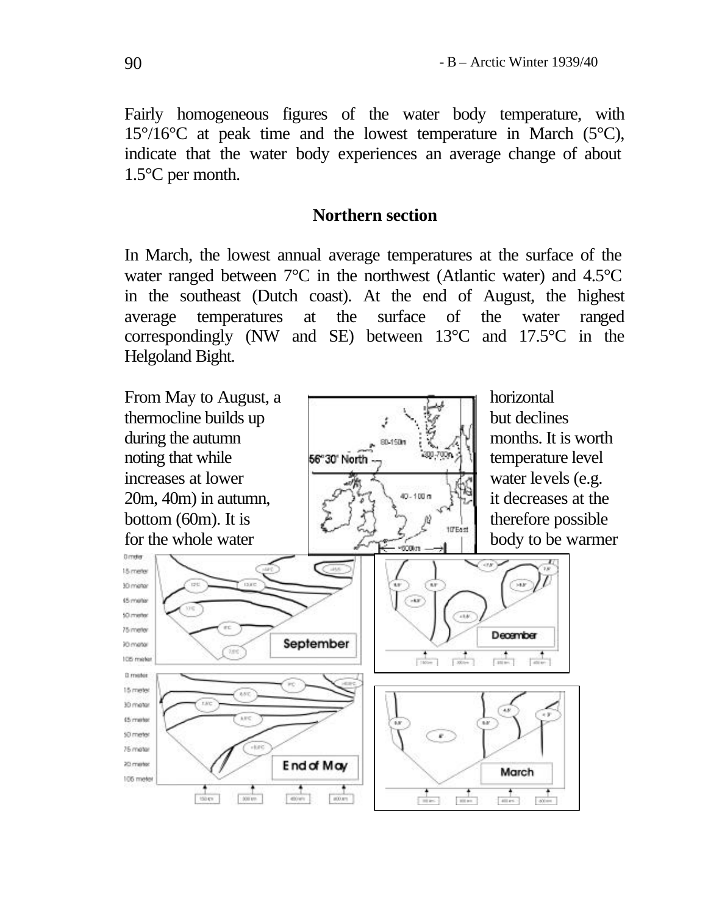Fairly homogeneous figures of the water body temperature, with 15°/16°C at peak time and the lowest temperature in March (5°C), indicate that the water body experiences an average change of about 1.5°C per month.

## Northern section

In March, the lowest annual average temperatures at the surface of the water ranged between 7°C in the northwest (Atlantic water) and 4.5°C in the southeast (Dutch coast). At the end of August, the highest average temperatures at the surface of the water ranged correspondingly (NW and SE) between 13°C and 17.5°C in the Helgoland Bight.

From May to August, a horizontal thermocline builds up but declines during the autumn months. It is worth noting that while temperature level increases at lower water levels (e.g. 20m, 40m) in autumn, it decreases at the bottom (60m). It is therefore possible for the whole water body to be warmer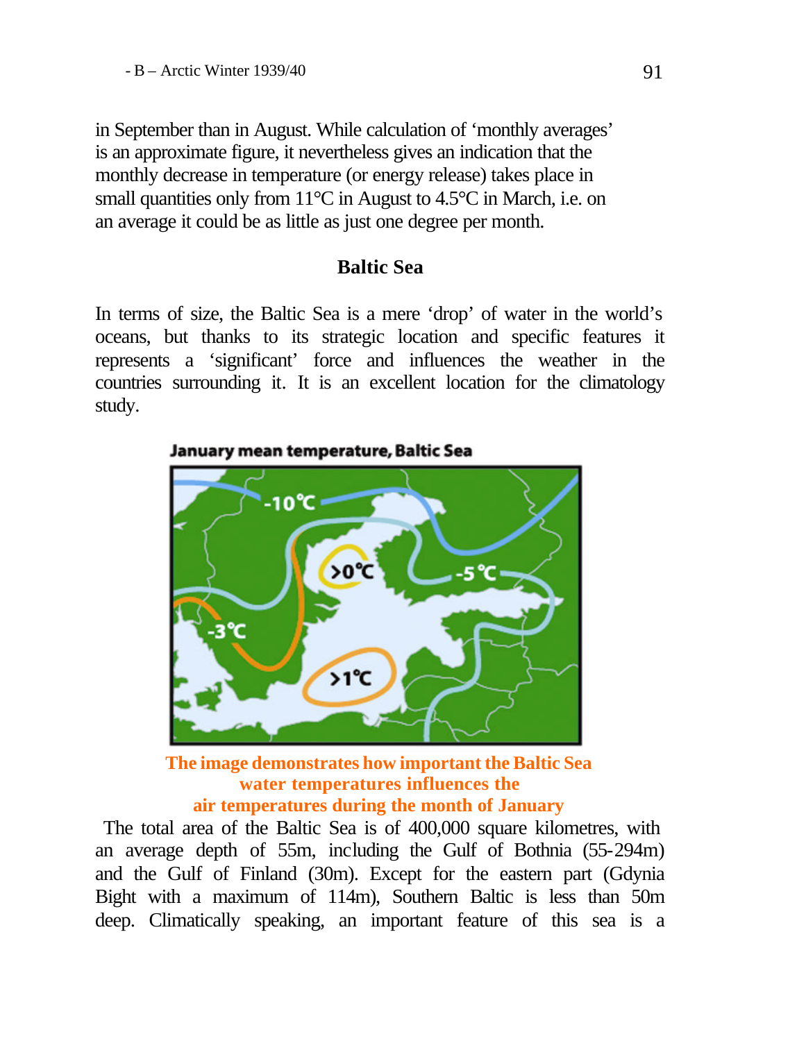in September than in August. While calculation of 'monthly averages' is an approximate figure, it nevertheless gives an indication that the monthly decrease in temperature (or energy release) takes place in small quantities only from 11°C in August to 4.5°C in March, i.e. on an average it could be as little as just one degree per month.

## Baltic Sea

In terms of size, the Baltic Sea is a mere 'drop' of water in the world's oceans, but thanks to its strategic location and specific features it represents a 'significant' force and influences the weather in the countries surrounding it. It is an excellent location for the climatology study.

**January mean temperature, Baltic Sea**

-10°C

>0°C

-5°C

-3°C

>1°C

**The image demonstrates how important the Baltic Sea water temperatures influences the air temperatures during the month of January**

The total area of the Baltic Sea is of 400,000 square kilometres, with an average depth of 55m, including the Gulf of Bothnia (55-294m) and the Gulf of Finland (30m). Except for the eastern part (Gdynia Bight with a maximum of 114m), Southern Baltic is less than 50m deep. Climatically speaking, an important feature of this sea is a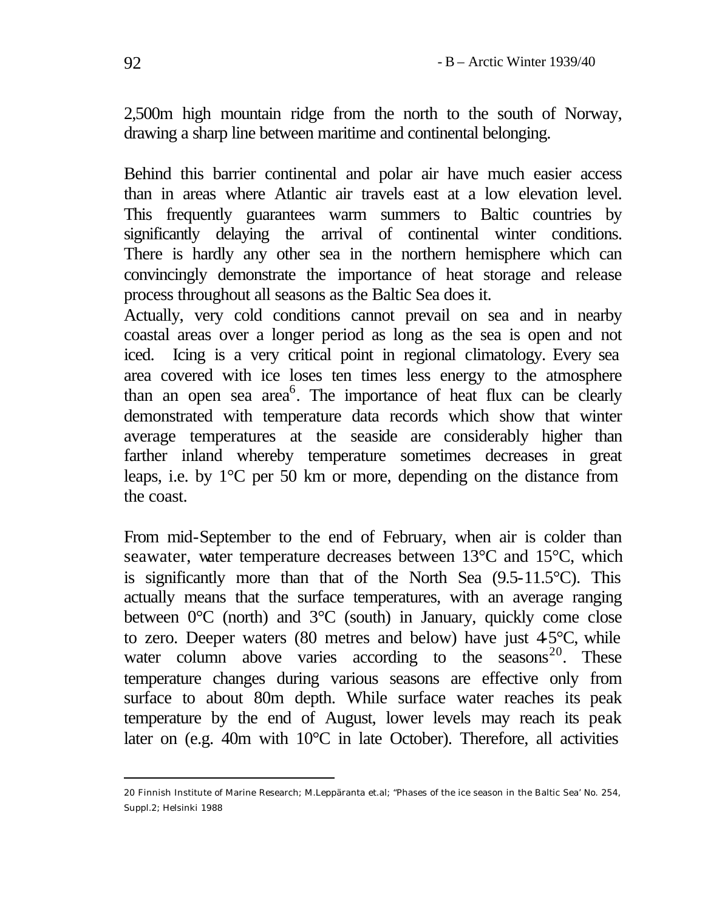2,500m high mountain ridge from the north to the south of Norway, drawing a sharp line between maritime and continental belonging.

Behind this barrier continental and polar air have much easier access than in areas where Atlantic air travels east at a low elevation level. This frequently guarantees warm summers to Baltic countries by significantly delaying the arrival of continental winter conditions. There is hardly any other sea in the northern hemisphere which can convincingly demonstrate the importance of heat storage and release process throughout all seasons as the Baltic Sea does it.
Actually, very cold conditions cannot prevail on sea and in nearby coastal areas over a longer period as long as the sea is open and not iced. Icing is a very critical point in regional climatology. Every sea area covered with ice loses ten times less energy to the atmosphere than an open sea area[6]. The importance of heat flux can be clearly demonstrated with temperature data records which show that winter average temperatures at the seaside are considerably higher than farther inland whereby temperature sometimes decreases in great leaps, i.e. by 1°C per 50 km or more, depending on the distance from the coast.

From mid-September to the end of February, when air is colder than seawater, water temperature decreases between 13°C and 15°C, which is significantly more than that of the North Sea (9.5-11.5°C). This actually means that the surface temperatures, with an average ranging between 0°C (north) and 3°C (south) in January, quickly come close to zero. Deeper waters (80 metres and below) have just 4-5°C, while water column above varies according to the seasons[20]. These temperature changes during various seasons are effective only from surface to about 80m depth. While surface water reaches its peak temperature by the end of August, lower levels may reach its peak later on (e.g. 40m with 10°C in late October). Therefore, all activities

---

20 Finnish Institute of Marine Research; M.Leppäranta et.al; "Phases of the ice season in the Baltic Sea' No. 254, Suppl.2; Helsinki 1988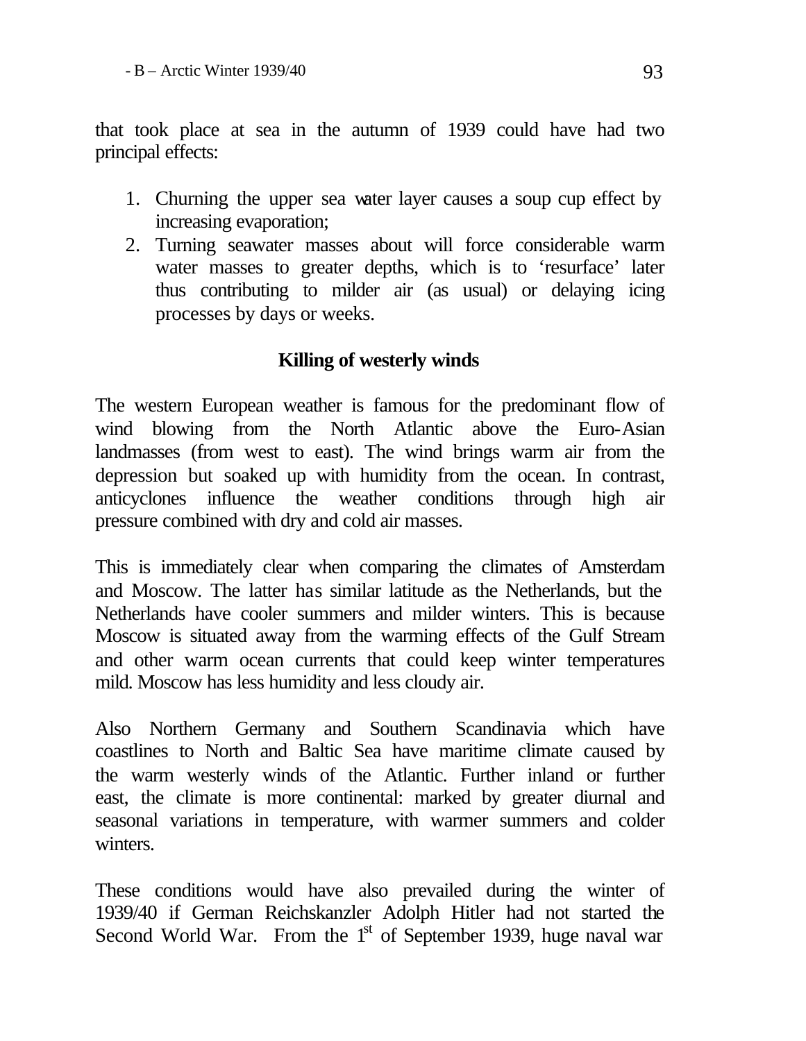that took place at sea in the autumn of 1939 could have had two principal effects:

1. Churning the upper sea water layer causes a soup cup effect by increasing evaporation;
2. Turning seawater masses about will force considerable warm water masses to greater depths, which is to 'resurface' later thus contributing to milder air (as usual) or delaying icing processes by days or weeks.

### Killing of westerly winds

The western European weather is famous for the predominant flow of wind blowing from the North Atlantic above the Euro-Asian landmasses (from west to east). The wind brings warm air from the depression but soaked up with humidity from the ocean. In contrast, anticyclones influence the weather conditions through high air pressure combined with dry and cold air masses.

This is immediately clear when comparing the climates of Amsterdam and Moscow. The latter has similar latitude as the Netherlands, but the Netherlands have cooler summers and milder winters. This is because Moscow is situated away from the warming effects of the Gulf Stream and other warm ocean currents that could keep winter temperatures mild. Moscow has less humidity and less cloudy air.

Also Northern Germany and Southern Scandinavia which have coastlines to North and Baltic Sea have maritime climate caused by the warm westerly winds of the Atlantic. Further inland or further east, the climate is more continental: marked by greater diurnal and seasonal variations in temperature, with warmer summers and colder winters.

These conditions would have also prevailed during the winter of 1939/40 if German Reichskanzler Adolph Hitler had not started the Second World War. From the 1st of September 1939, huge naval war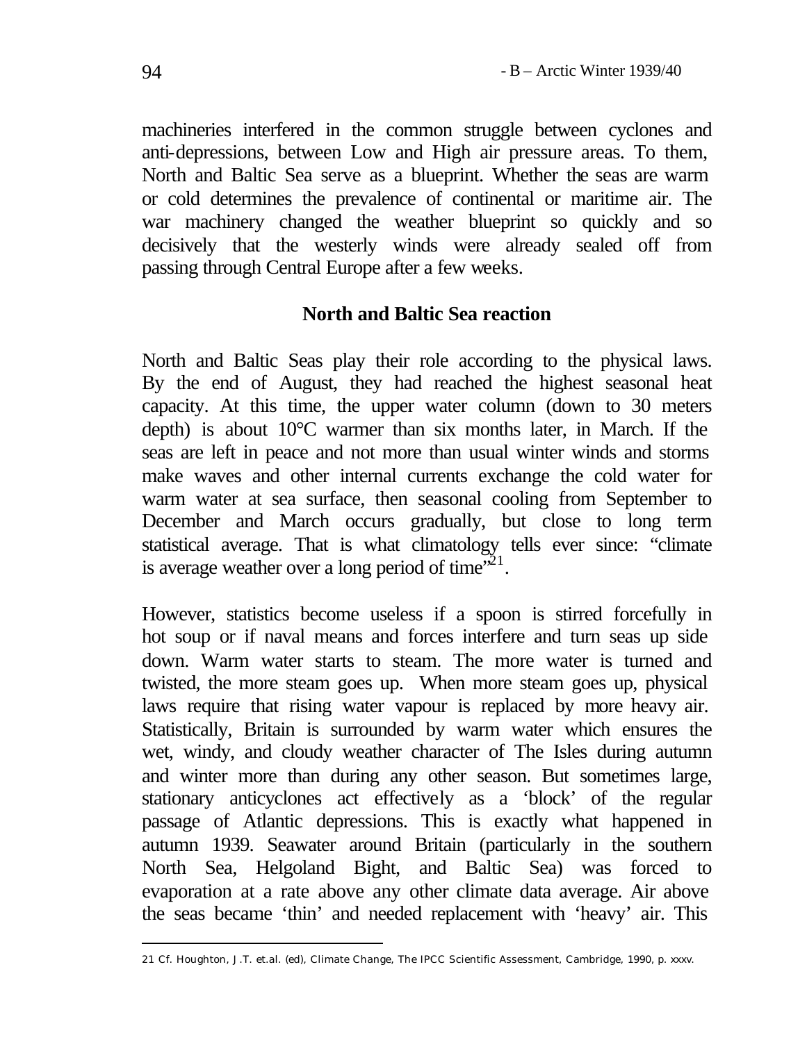machineries interfered in the common struggle between cyclones and anti-depressions, between Low and High air pressure areas. To them, North and Baltic Sea serve as a blueprint. Whether the seas are warm or cold determines the prevalence of continental or maritime air. The war machinery changed the weather blueprint so quickly and so decisively that the westerly winds were already sealed off from passing through Central Europe after a few weeks.

## North and Baltic Sea reaction

North and Baltic Seas play their role according to the physical laws. By the end of August, they had reached the highest seasonal heat capacity. At this time, the upper water column (down to 30 meters depth) is about 10°C warmer than six months later, in March. If the seas are left in peace and not more than usual winter winds and storms make waves and other internal currents exchange the cold water for warm water at sea surface, then seasonal cooling from September to December and March occurs gradually, but close to long term statistical average. That is what climatology tells ever since: "climate is average weather over a long period of time"[21].

However, statistics become useless if a spoon is stirred forcefully in hot soup or if naval means and forces interfere and turn seas up side down. Warm water starts to steam. The more water is turned and twisted, the more steam goes up. When more steam goes up, physical laws require that rising water vapour is replaced by more heavy air. Statistically, Britain is surrounded by warm water which ensures the wet, windy, and cloudy weather character of The Isles during autumn and winter more than during any other season. But sometimes large, stationary anticyclones act effectively as a 'block' of the regular passage of Atlantic depressions. This is exactly what happened in autumn 1939. Seawater around Britain (particularly in the southern North Sea, Helgoland Bight, and Baltic Sea) was forced to evaporation at a rate above any other climate data average. Air above the seas became 'thin' and needed replacement with 'heavy' air. This

---

21 Cf. Houghton, J.T. et.al. (ed), Climate Change, The IPCC Scientific Assessment, Cambridge, 1990, p. xxxv.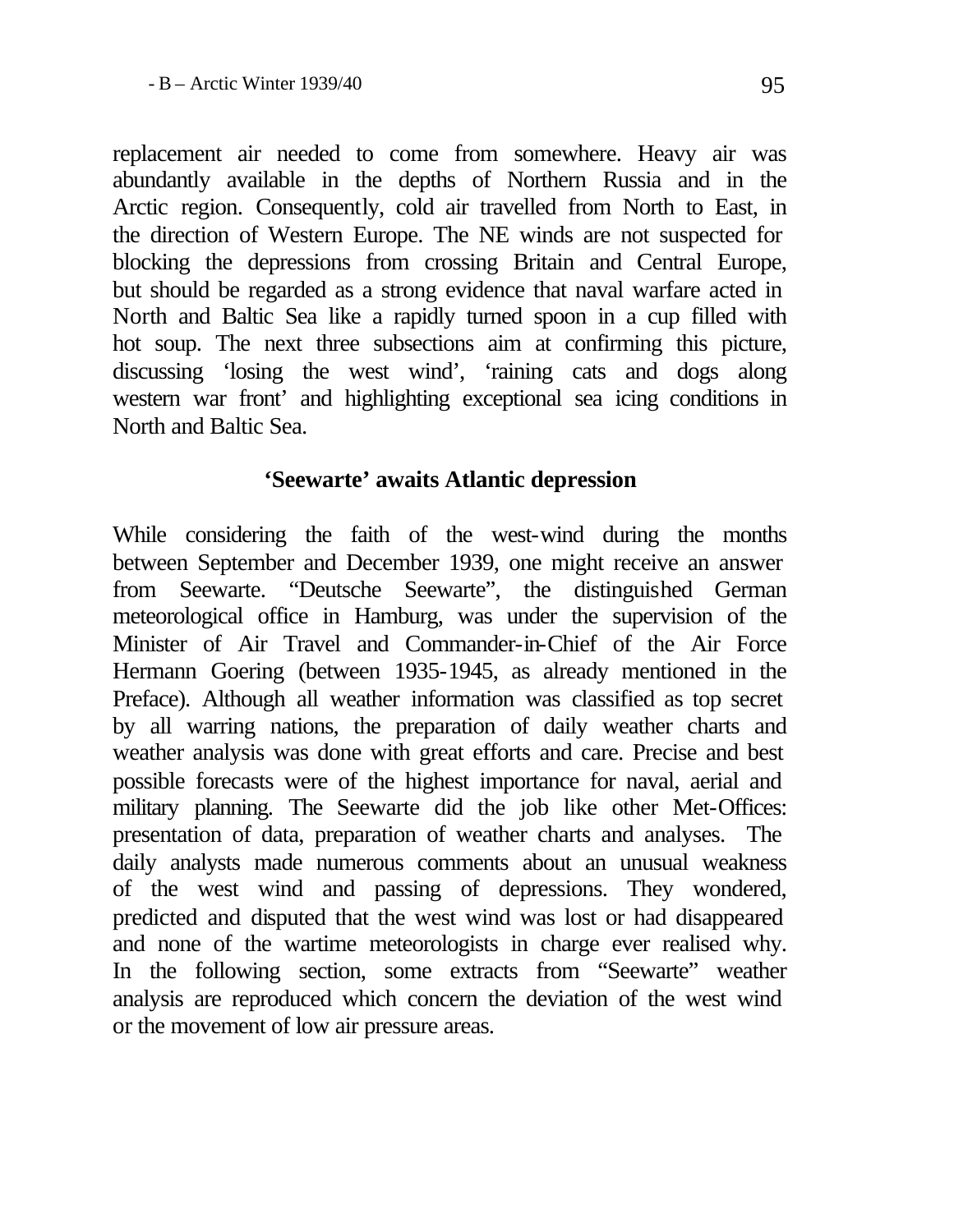replacement air needed to come from somewhere. Heavy air was abundantly available in the depths of Northern Russia and in the Arctic region. Consequently, cold air travelled from North to East, in the direction of Western Europe. The NE winds are not suspected for blocking the depressions from crossing Britain and Central Europe, but should be regarded as a strong evidence that naval warfare acted in North and Baltic Sea like a rapidly turned spoon in a cup filled with hot soup. The next three subsections aim at confirming this picture, discussing 'losing the west wind', 'raining cats and dogs along western war front' and highlighting exceptional sea icing conditions in North and Baltic Sea.

### 'Seewarte' awaits Atlantic depression

While considering the faith of the west-wind during the months between September and December 1939, one might receive an answer from Seewarte. "Deutsche Seewarte", the distinguished German meteorological office in Hamburg, was under the supervision of the Minister of Air Travel and Commander-in-Chief of the Air Force Hermann Goering (between 1935-1945, as already mentioned in the Preface). Although all weather information was classified as top secret by all warring nations, the preparation of daily weather charts and weather analysis was done with great efforts and care. Precise and best possible forecasts were of the highest importance for naval, aerial and military planning. The Seewarte did the job like other Met-Offices: presentation of data, preparation of weather charts and analyses. The daily analysts made numerous comments about an unusual weakness of the west wind and passing of depressions. They wondered, predicted and disputed that the west wind was lost or had disappeared and none of the wartime meteorologists in charge ever realised why. In the following section, some extracts from "Seewarte" weather analysis are reproduced which concern the deviation of the west wind or the movement of low air pressure areas.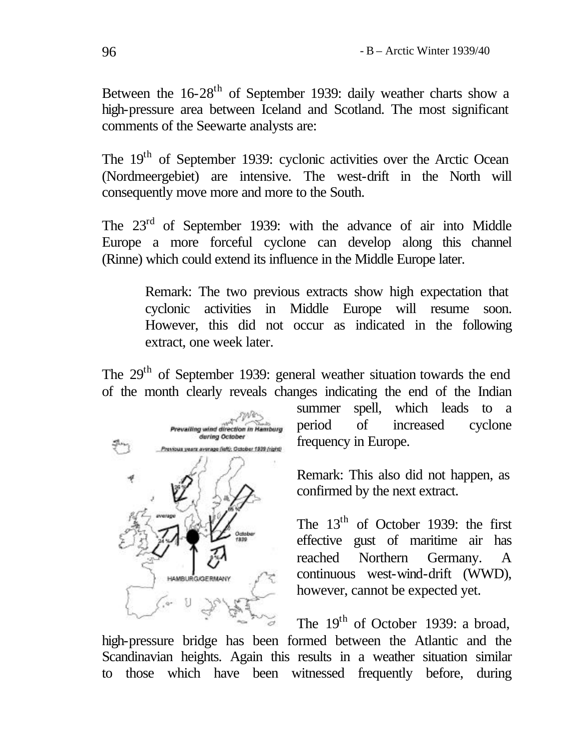Between the 16-28th of September 1939: daily weather charts show a high-pressure area between Iceland and Scotland. The most significant comments of the Seewarte analysts are:

The 19th of September 1939: cyclonic activities over the Arctic Ocean (Nordmeergebiet) are intensive. The west-drift in the North will consequently move more and more to the South.

The 23rd of September 1939: with the advance of air into Middle Europe a more forceful cyclone can develop along this channel (Rinne) which could extend its influence in the Middle Europe later.

> Remark: The two previous extracts show high expectation that cyclonic activities in Middle Europe will resume soon. However, this did not occur as indicated in the following extract, one week later.

The 29th of September 1939: general weather situation towards the end of the month clearly reveals changes indicating the end of the Indian summer spell, which leads to a period of increased cyclone frequency in Europe.

Remark: This also did not happen, as confirmed by the next extract.

The 13th of October 1939: the first effective gust of maritime air has reached Northern Germany. A continuous west-wind-drift (WWD), however, cannot be expected yet.

The 19th of October 1939: a broad, high-pressure bridge has been formed between the Atlantic and the Scandinavian heights. Again this results in a weather situation similar to those which have been witnessed frequently before, during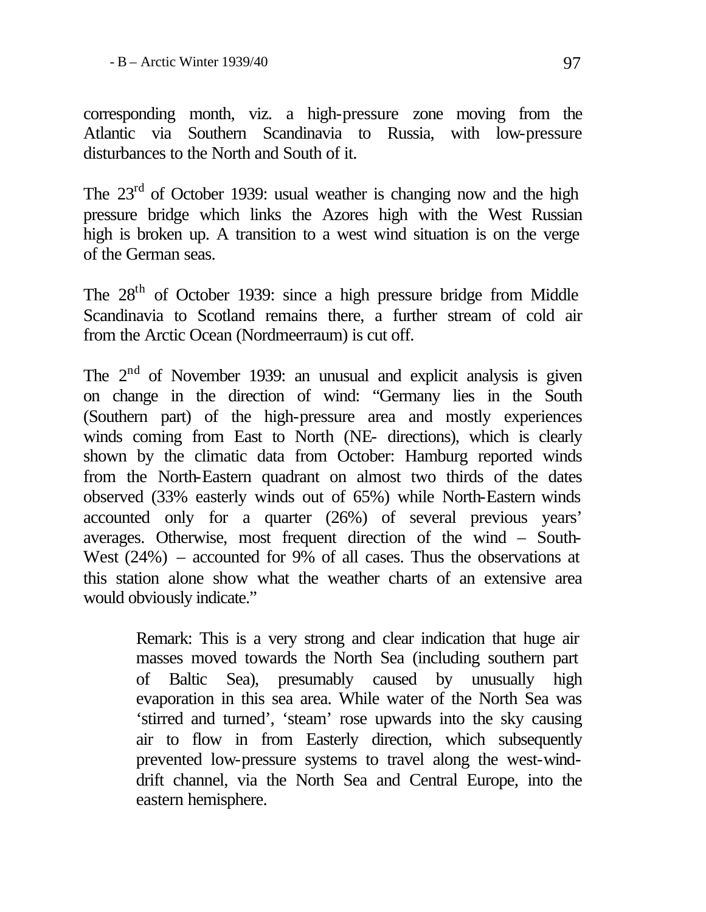corresponding month, viz. a high-pressure zone moving from the Atlantic via Southern Scandinavia to Russia, with low-pressure disturbances to the North and South of it.

The 23rd of October 1939: usual weather is changing now and the high pressure bridge which links the Azores high with the West Russian high is broken up. A transition to a west wind situation is on the verge of the German seas.

The 28th of October 1939: since a high pressure bridge from Middle Scandinavia to Scotland remains there, a further stream of cold air from the Arctic Ocean (Nordmeerraum) is cut off.

The 2nd of November 1939: an unusual and explicit analysis is given on change in the direction of wind: "Germany lies in the South (Southern part) of the high-pressure area and mostly experiences winds coming from East to North (NE- directions), which is clearly shown by the climatic data from October: Hamburg reported winds from the North-Eastern quadrant on almost two thirds of the dates observed (33% easterly winds out of 65%) while North-Eastern winds accounted only for a quarter (26%) of several previous years' averages. Otherwise, most frequent direction of the wind – South-West (24%) – accounted for 9% of all cases. Thus the observations at this station alone show what the weather charts of an extensive area would obviously indicate."

> Remark: This is a very strong and clear indication that huge air masses moved towards the North Sea (including southern part of Baltic Sea), presumably caused by unusually high evaporation in this sea area. While water of the North Sea was 'stirred and turned', 'steam' rose upwards into the sky causing air to flow in from Easterly direction, which subsequently prevented low-pressure systems to travel along the west-wind-drift channel, via the North Sea and Central Europe, into the eastern hemisphere.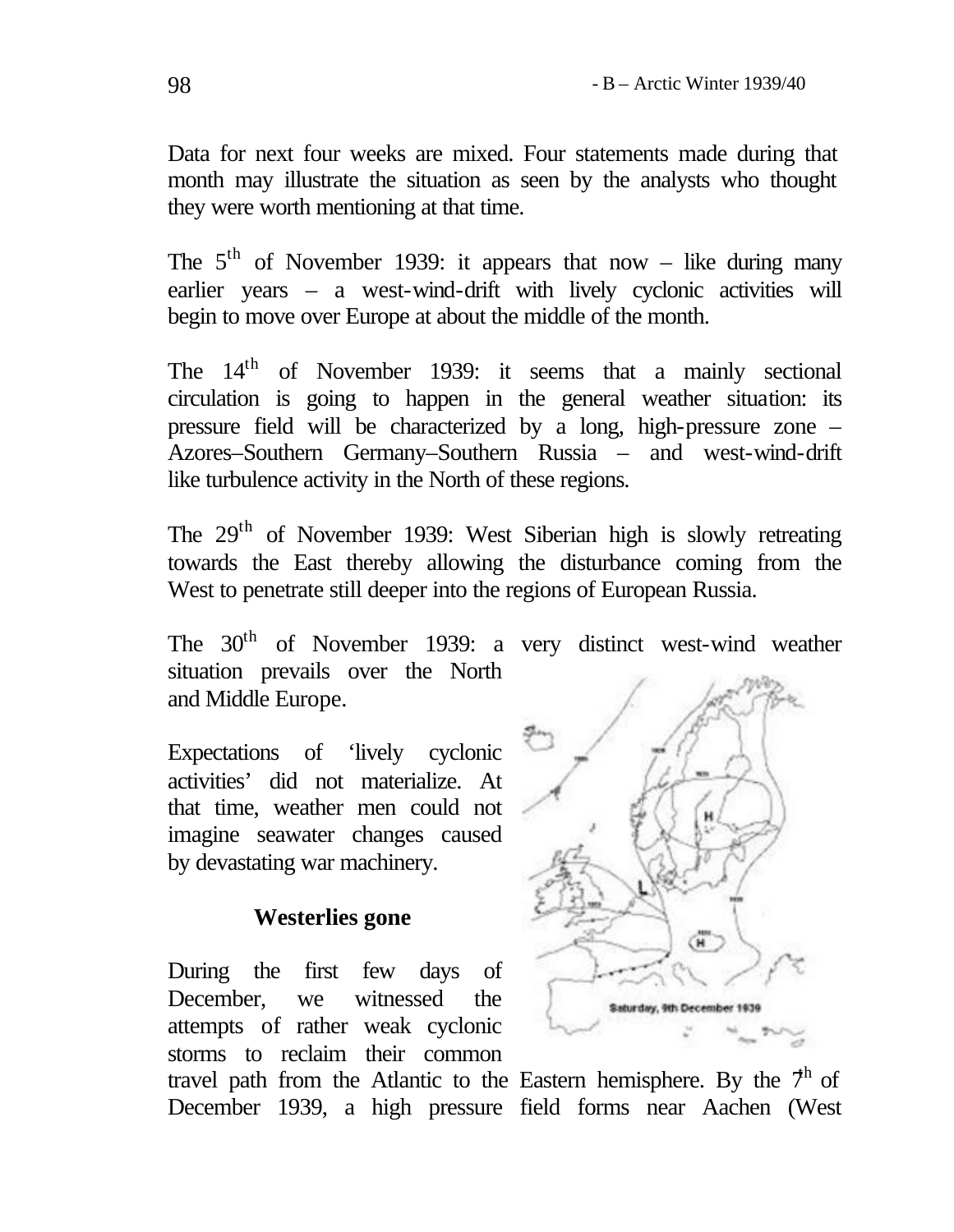Data for next four weeks are mixed. Four statements made during that month may illustrate the situation as seen by the analysts who thought they were worth mentioning at that time.

The 5th of November 1939: it appears that now – like during many earlier years – a west-wind-drift with lively cyclonic activities will begin to move over Europe at about the middle of the month.

The 14th of November 1939: it seems that a mainly sectional circulation is going to happen in the general weather situation: its pressure field will be characterized by a long, high-pressure zone – Azores–Southern Germany–Southern Russia – and west-wind-drift like turbulence activity in the North of these regions.

The 29th of November 1939: West Siberian high is slowly retreating towards the East thereby allowing the disturbance coming from the West to penetrate still deeper into the regions of European Russia.

The 30th of November 1939: a very distinct west-wind weather situation prevails over the North and Middle Europe.

Saturday, 9th December 1939

Expectations of 'lively cyclonic activities' did not materialize. At that time, weather men could not imagine seawater changes caused by devastating war machinery.

### Westerlies gone

During the first few days of December, we witnessed the attempts of rather weak cyclonic storms to reclaim their common travel path from the Atlantic to the Eastern hemisphere. By the 7th of December 1939, a high pressure field forms near Aachen (West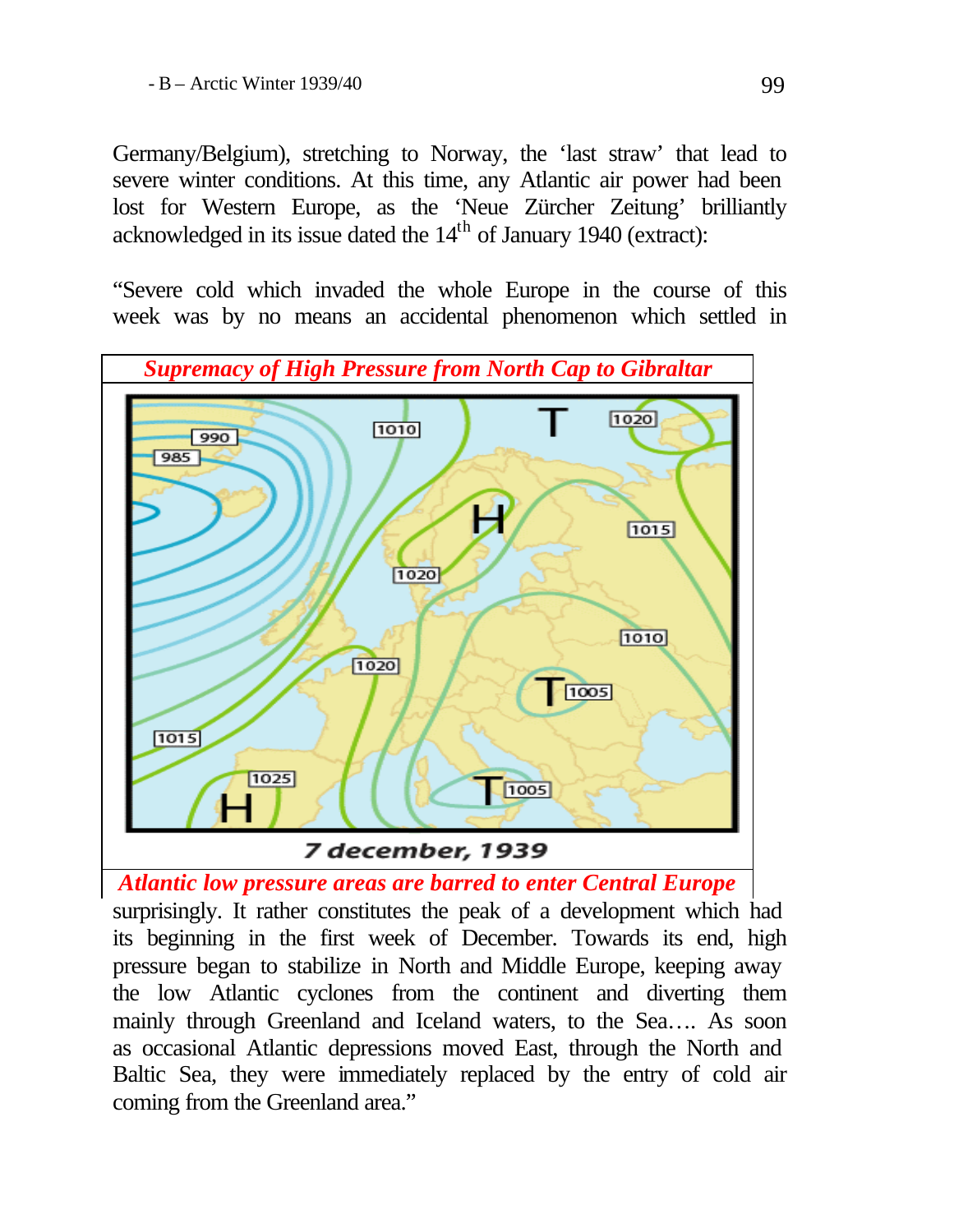Germany/Belgium), stretching to Norway, the 'last straw' that lead to severe winter conditions. At this time, any Atlantic air power had been lost for Western Europe, as the 'Neue Zürcher Zeitung' brilliantly acknowledged in its issue dated the 14th of January 1940 (extract):

"Severe cold which invaded the whole Europe in the course of this week was by no means an accidental phenomenon which settled in

***Supremacy of High Pressure from North Cap to Gibraltar***

7 december, 1939

***Atlantic low pressure areas are barred to enter Central Europe***

surprisingly. It rather constitutes the peak of a development which had its beginning in the first week of December. Towards its end, high pressure began to stabilize in North and Middle Europe, keeping away the low Atlantic cyclones from the continent and diverting them mainly through Greenland and Iceland waters, to the Sea…. As soon as occasional Atlantic depressions moved East, through the North and Baltic Sea, they were immediately replaced by the entry of cold air coming from the Greenland area."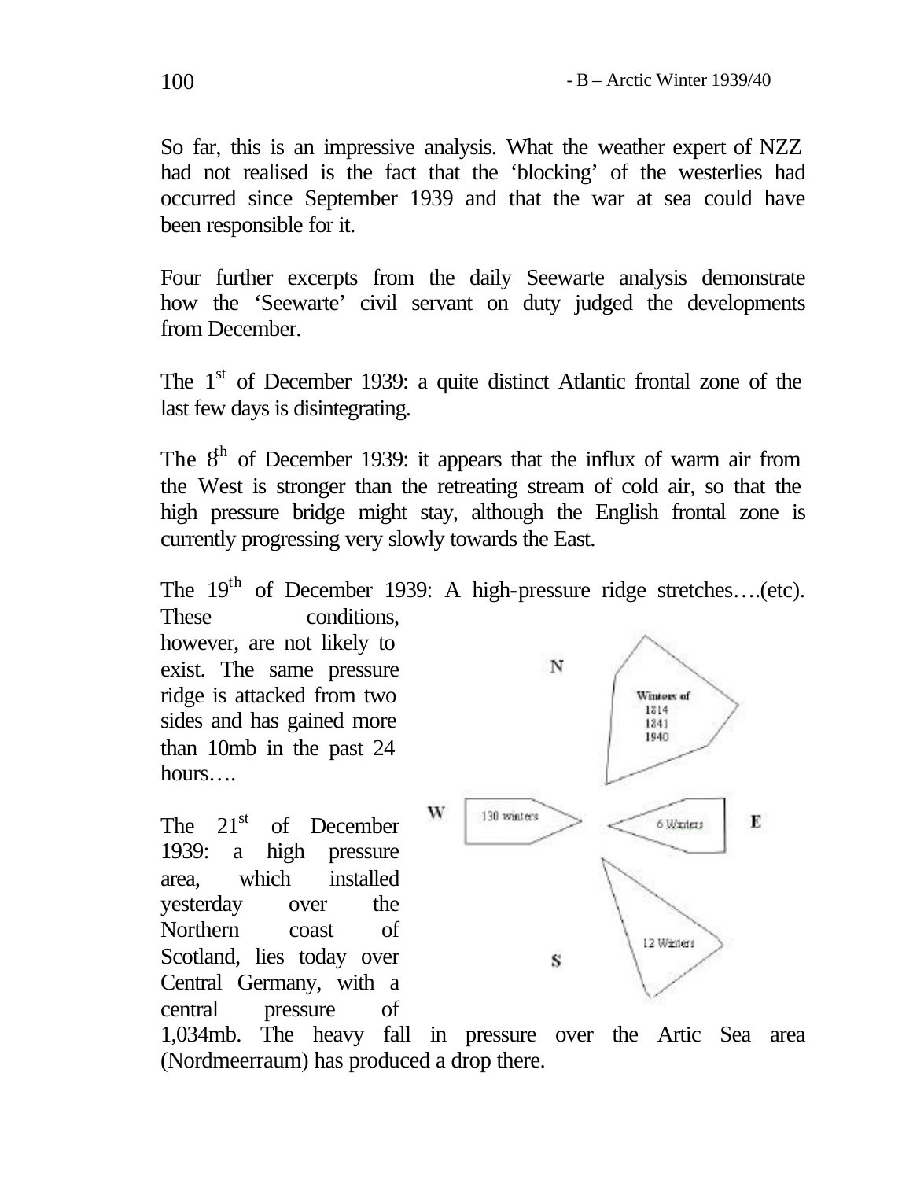So far, this is an impressive analysis. What the weather expert of NZZ had not realised is the fact that the 'blocking' of the westerlies had occurred since September 1939 and that the war at sea could have been responsible for it.

Four further excerpts from the daily Seewarte analysis demonstrate how the 'Seewarte' civil servant on duty judged the developments from December.

The 1st of December 1939: a quite distinct Atlantic frontal zone of the last few days is disintegrating.

The 8th of December 1939: it appears that the influx of warm air from the West is stronger than the retreating stream of cold air, so that the high pressure bridge might stay, although the English frontal zone is currently progressing very slowly towards the East.

The 19th of December 1939: A high-pressure ridge stretches….(etc). These conditions, however, are not likely to exist. The same pressure ridge is attacked from two sides and has gained more than 10mb in the past 24 hours….

The 21st of December 1939: a high pressure area, which installed yesterday over the Northern coast of Scotland, lies today over Central Germany, with a central pressure of 1,034mb. The heavy fall in pressure over the Artic Sea area (Nordmeerraum) has produced a drop there.

N: Winters of 1814, 1841, 1940
W: 130 winters
E: 6 Winters
S: 12 Winters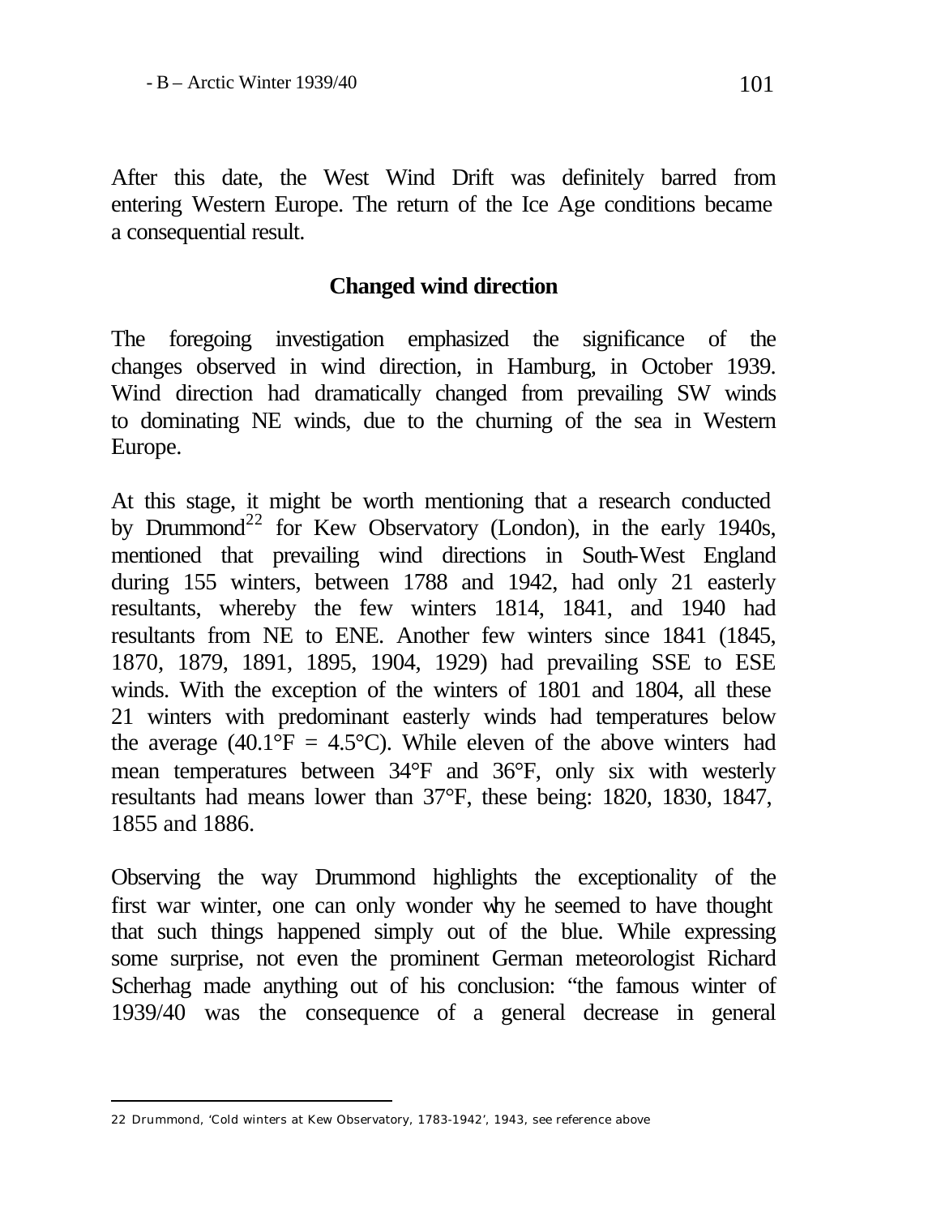After this date, the West Wind Drift was definitely barred from entering Western Europe. The return of the Ice Age conditions became a consequential result.

## Changed wind direction

The foregoing investigation emphasized the significance of the changes observed in wind direction, in Hamburg, in October 1939. Wind direction had dramatically changed from prevailing SW winds to dominating NE winds, due to the churning of the sea in Western Europe.

At this stage, it might be worth mentioning that a research conducted by Drummond[22] for Kew Observatory (London), in the early 1940s, mentioned that prevailing wind directions in South-West England during 155 winters, between 1788 and 1942, had only 21 easterly resultants, whereby the few winters 1814, 1841, and 1940 had resultants from NE to ENE. Another few winters since 1841 (1845, 1870, 1879, 1891, 1895, 1904, 1929) had prevailing SSE to ESE winds. With the exception of the winters of 1801 and 1804, all these 21 winters with predominant easterly winds had temperatures below the average (40.1°F = 4.5°C). While eleven of the above winters had mean temperatures between 34°F and 36°F, only six with westerly resultants had means lower than 37°F, these being: 1820, 1830, 1847, 1855 and 1886.

Observing the way Drummond highlights the exceptionality of the first war winter, one can only wonder why he seemed to have thought that such things happened simply out of the blue. While expressing some surprise, not even the prominent German meteorologist Richard Scherhag made anything out of his conclusion: "the famous winter of 1939/40 was the consequence of a general decrease in general

---

22 Drummond, 'Cold winters at Kew Observatory, 1783-1942', 1943, see reference above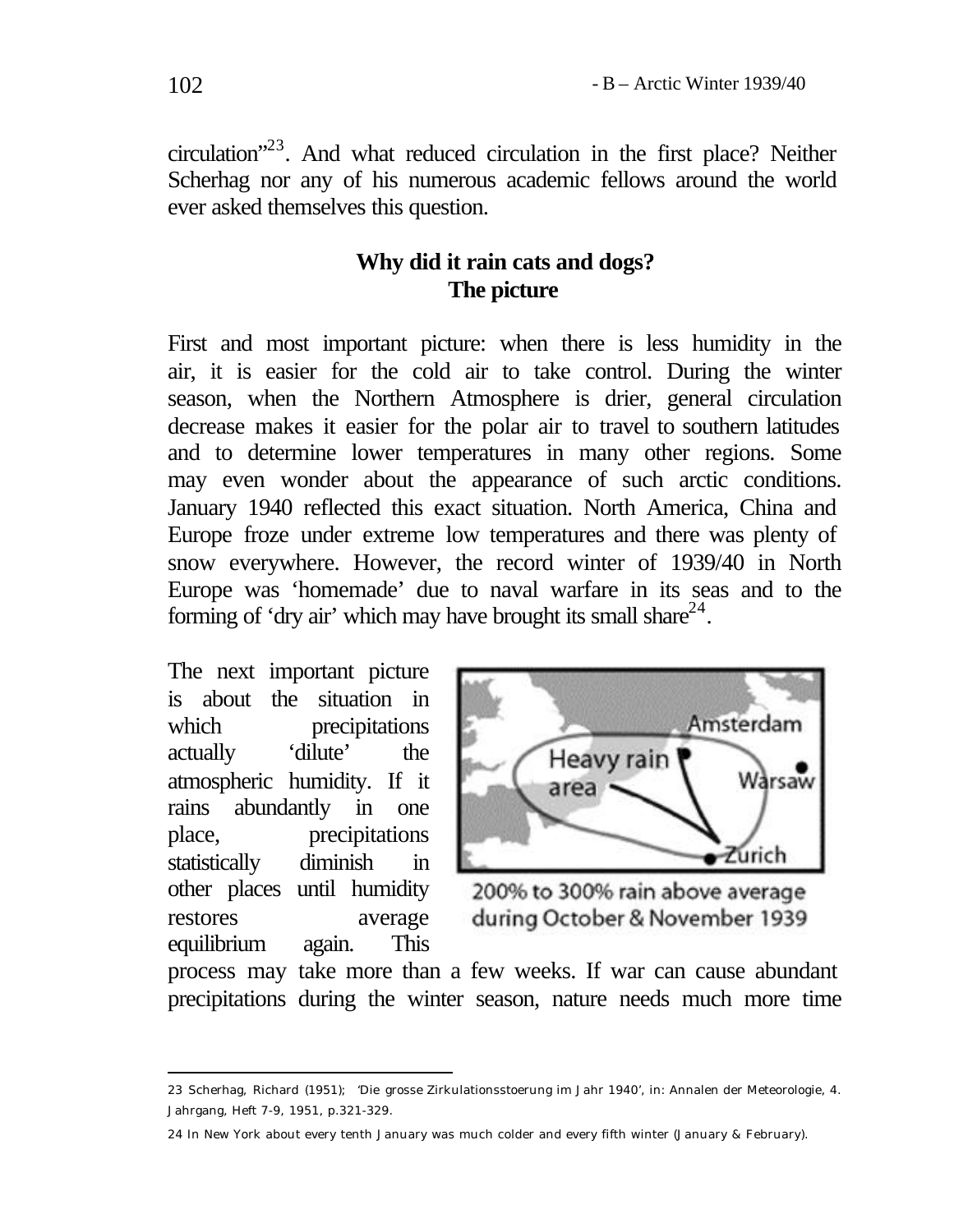circulation"[23]. And what reduced circulation in the first place? Neither Scherhag nor any of his numerous academic fellows around the world ever asked themselves this question.

## Why did it rain cats and dogs?
## The picture

First and most important picture: when there is less humidity in the air, it is easier for the cold air to take control. During the winter season, when the Northern Atmosphere is drier, general circulation decrease makes it easier for the polar air to travel to southern latitudes and to determine lower temperatures in many other regions. Some may even wonder about the appearance of such arctic conditions. January 1940 reflected this exact situation. North America, China and Europe froze under extreme low temperatures and there was plenty of snow everywhere. However, the record winter of 1939/40 in North Europe was 'homemade' due to naval warfare in its seas and to the forming of 'dry air' which may have brought its small share[24].

The next important picture is about the situation in which precipitations actually 'dilute' the atmospheric humidity. If it rains abundantly in one place, precipitations statistically diminish in other places until humidity restores average equilibrium again. This process may take more than a few weeks. If war can cause abundant precipitations during the winter season, nature needs much more time

Heavy rain area — Amsterdam — Warsaw — Zurich

200% to 300% rain above average during October & November 1939

---

23 Scherhag, Richard (1951); 'Die grosse Zirkulationsstoerung im Jahr 1940', in: Annalen der Meteorologie, 4. Jahrgang, Heft 7-9, 1951, p.321-329.

24 In New York about every tenth January was much colder and every fifth winter (January & February).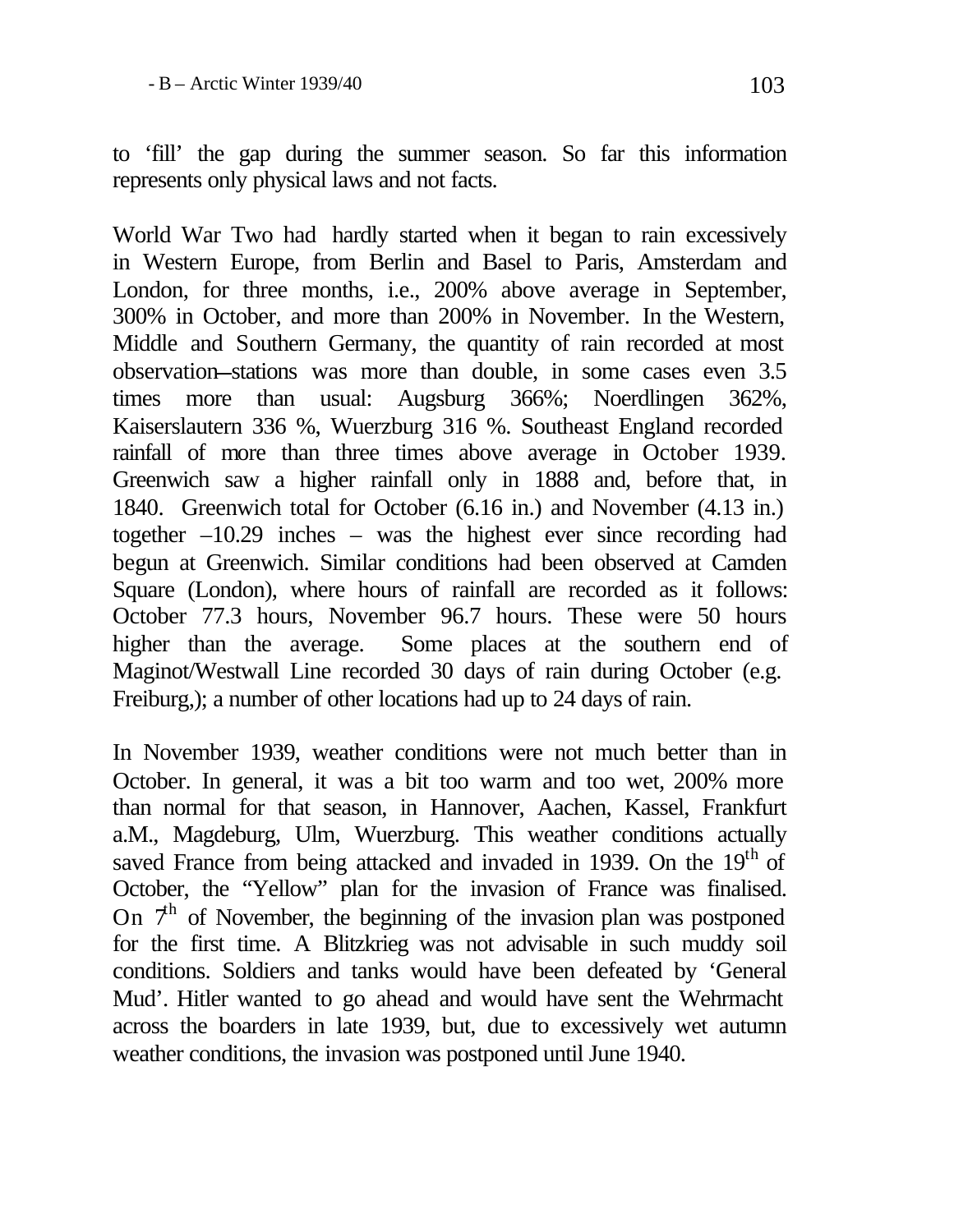to 'fill' the gap during the summer season. So far this information represents only physical laws and not facts.

World War Two had hardly started when it began to rain excessively in Western Europe, from Berlin and Basel to Paris, Amsterdam and London, for three months, i.e., 200% above average in September, 300% in October, and more than 200% in November. In the Western, Middle and Southern Germany, the quantity of rain recorded at most observation–stations was more than double, in some cases even 3.5 times more than usual: Augsburg 366%; Noerdlingen 362%, Kaiserslautern 336 %, Wuerzburg 316 %. Southeast England recorded rainfall of more than three times above average in October 1939. Greenwich saw a higher rainfall only in 1888 and, before that, in 1840. Greenwich total for October (6.16 in.) and November (4.13 in.) together –10.29 inches – was the highest ever since recording had begun at Greenwich. Similar conditions had been observed at Camden Square (London), where hours of rainfall are recorded as it follows: October 77.3 hours, November 96.7 hours. These were 50 hours higher than the average. Some places at the southern end of Maginot/Westwall Line recorded 30 days of rain during October (e.g. Freiburg,); a number of other locations had up to 24 days of rain.

In November 1939, weather conditions were not much better than in October. In general, it was a bit too warm and too wet, 200% more than normal for that season, in Hannover, Aachen, Kassel, Frankfurt a.M., Magdeburg, Ulm, Wuerzburg. This weather conditions actually saved France from being attacked and invaded in 1939. On the 19th of October, the "Yellow" plan for the invasion of France was finalised. On 7th of November, the beginning of the invasion plan was postponed for the first time. A Blitzkrieg was not advisable in such muddy soil conditions. Soldiers and tanks would have been defeated by 'General Mud'. Hitler wanted to go ahead and would have sent the Wehrmacht across the boarders in late 1939, but, due to excessively wet autumn weather conditions, the invasion was postponed until June 1940.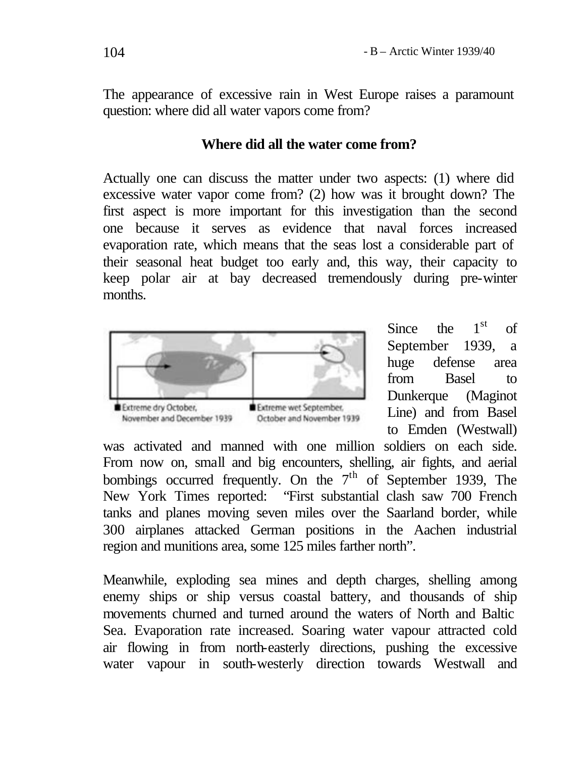The appearance of excessive rain in West Europe raises a paramount question: where did all water vapors come from?

### Where did all the water come from?

Actually one can discuss the matter under two aspects: (1) where did excessive water vapor come from? (2) how was it brought down? The first aspect is more important for this investigation than the second one because it serves as evidence that naval forces increased evaporation rate, which means that the seas lost a considerable part of their seasonal heat budget too early and, this way, their capacity to keep polar air at bay decreased tremendously during pre-winter months.

Extreme dry October, November and December 1939

Extreme wet September, October and November 1939

Since the 1st of September 1939, a huge defense area from Basel to Dunkerque (Maginot Line) and from Basel to Emden (Westwall) was activated and manned with one million soldiers on each side. From now on, small and big encounters, shelling, air fights, and aerial bombings occurred frequently. On the 7th of September 1939, The New York Times reported: "First substantial clash saw 700 French tanks and planes moving seven miles over the Saarland border, while 300 airplanes attacked German positions in the Aachen industrial region and munitions area, some 125 miles farther north".

Meanwhile, exploding sea mines and depth charges, shelling among enemy ships or ship versus coastal battery, and thousands of ship movements churned and turned around the waters of North and Baltic Sea. Evaporation rate increased. Soaring water vapour attracted cold air flowing in from north-easterly directions, pushing the excessive water vapour in south-westerly direction towards Westwall and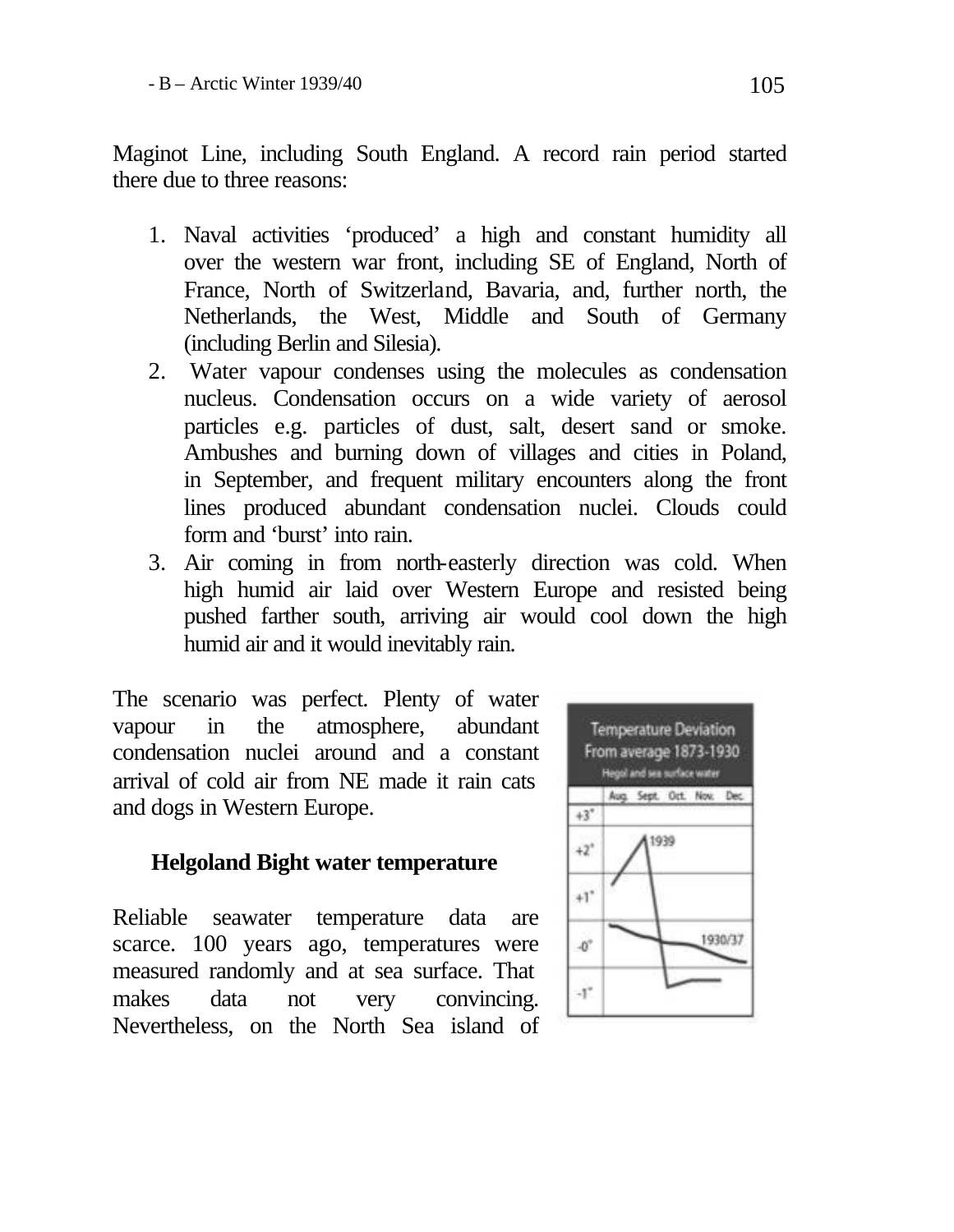Maginot Line, including South England. A record rain period started there due to three reasons:

1. Naval activities 'produced' a high and constant humidity all over the western war front, including SE of England, North of France, North of Switzerland, Bavaria, and, further north, the Netherlands, the West, Middle and South of Germany (including Berlin and Silesia).
2. Water vapour condenses using the molecules as condensation nucleus. Condensation occurs on a wide variety of aerosol particles e.g. particles of dust, salt, desert sand or smoke. Ambushes and burning down of villages and cities in Poland, in September, and frequent military encounters along the front lines produced abundant condensation nuclei. Clouds could form and 'burst' into rain.
3. Air coming in from north-easterly direction was cold. When high humid air laid over Western Europe and resisted being pushed farther south, arriving air would cool down the high humid air and it would inevitably rain.

The scenario was perfect. Plenty of water vapour in the atmosphere, abundant condensation nuclei around and a constant arrival of cold air from NE made it rain cats and dogs in Western Europe.

### Helgoland Bight water temperature

Reliable seawater temperature data are scarce. 100 years ago, temperatures were measured randomly and at sea surface. That makes data not very convincing. Nevertheless, on the North Sea island of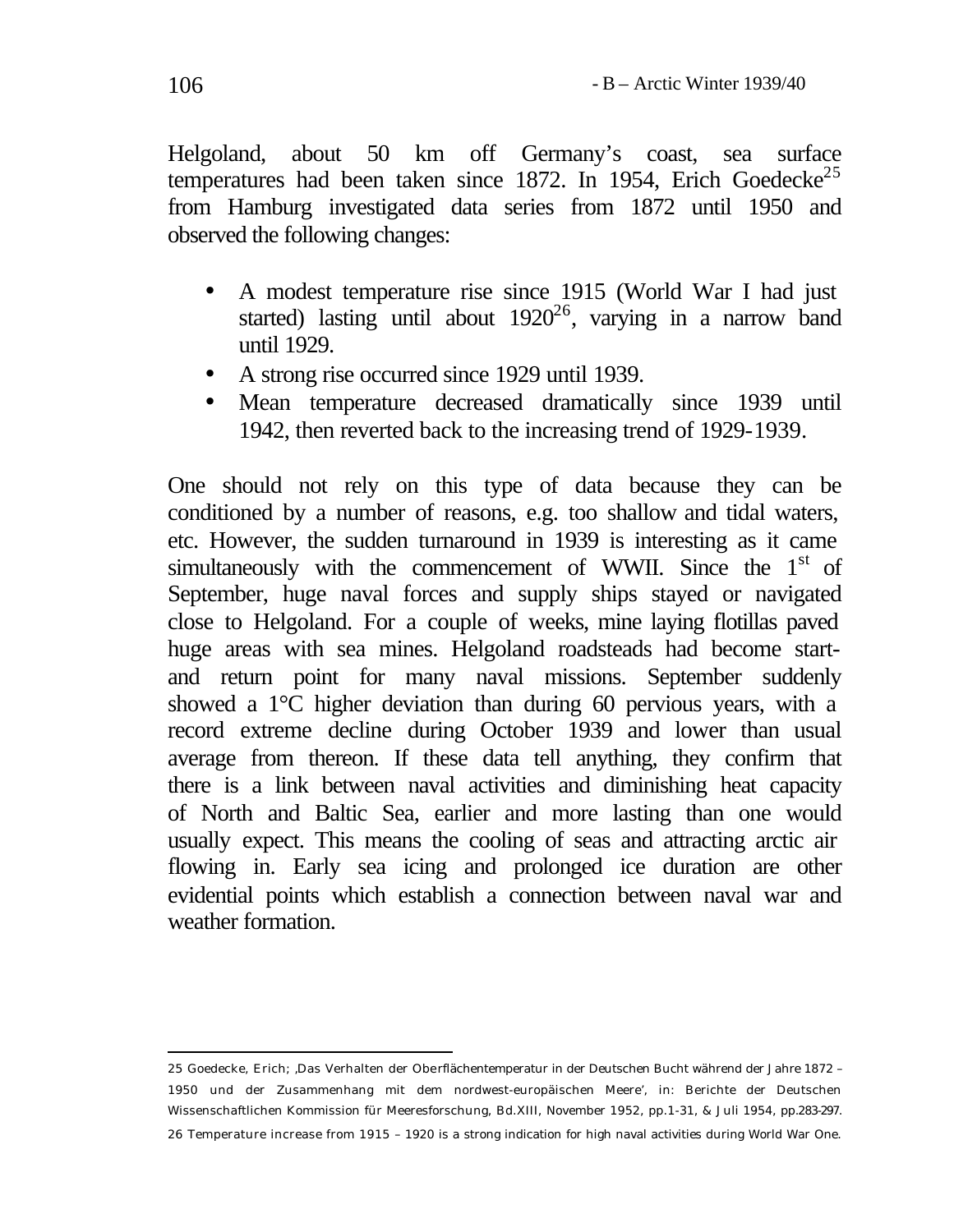Helgoland, about 50 km off Germany's coast, sea surface temperatures had been taken since 1872. In 1954, Erich Goedecke[25] from Hamburg investigated data series from 1872 until 1950 and observed the following changes:

- A modest temperature rise since 1915 (World War I had just started) lasting until about 1920[26], varying in a narrow band until 1929.
- A strong rise occurred since 1929 until 1939.
- Mean temperature decreased dramatically since 1939 until 1942, then reverted back to the increasing trend of 1929-1939.

One should not rely on this type of data because they can be conditioned by a number of reasons, e.g. too shallow and tidal waters, etc. However, the sudden turnaround in 1939 is interesting as it came simultaneously with the commencement of WWII. Since the 1st of September, huge naval forces and supply ships stayed or navigated close to Helgoland. For a couple of weeks, mine laying flotillas paved huge areas with sea mines. Helgoland roadsteads had become start- and return point for many naval missions. September suddenly showed a 1°C higher deviation than during 60 pervious years, with a record extreme decline during October 1939 and lower than usual average from thereon. If these data tell anything, they confirm that there is a link between naval activities and diminishing heat capacity of North and Baltic Sea, earlier and more lasting than one would usually expect. This means the cooling of seas and attracting arctic air flowing in. Early sea icing and prolonged ice duration are other evidential points which establish a connection between naval war and weather formation.

---

25 Goedecke, Erich; ‚Das Verhalten der Oberflächentemperatur in der Deutschen Bucht während der Jahre 1872 – 1950 und der Zusammenhang mit dem nordwest-europäischen Meere', in: Berichte der Deutschen Wissenschaftlichen Kommission für Meeresforschung, Bd.XIII, November 1952, pp.1-31, & Juli 1954, pp.283-297.

26 Temperature increase from 1915 – 1920 is a strong indication for high naval activities during World War One.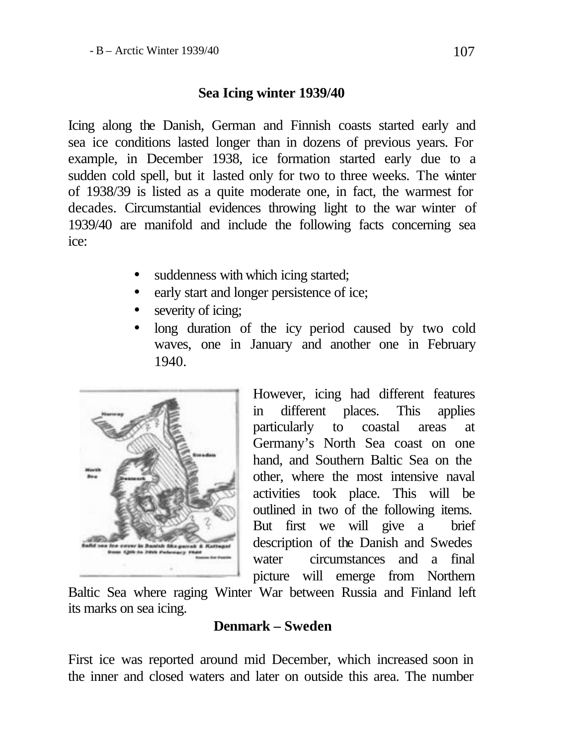## Sea Icing winter 1939/40

Icing along the Danish, German and Finnish coasts started early and sea ice conditions lasted longer than in dozens of previous years. For example, in December 1938, ice formation started early due to a sudden cold spell, but it lasted only for two to three weeks. The winter of 1938/39 is listed as a quite moderate one, in fact, the warmest for decades. Circumstantial evidences throwing light to the war winter of 1939/40 are manifold and include the following facts concerning sea ice:

- suddenness with which icing started;
- early start and longer persistence of ice;
- severity of icing;
- long duration of the icy period caused by two cold waves, one in January and another one in February 1940.

Solid sea ice cover in Danish Skagerrak & Kattegat from 12th to 20th February 1940

However, icing had different features in different places. This applies particularly to coastal areas at Germany's North Sea coast on one hand, and Southern Baltic Sea on the other, where the most intensive naval activities took place. This will be outlined in two of the following items. But first we will give a brief description of the Danish and Swedes water circumstances and a final picture will emerge from Northern Baltic Sea where raging Winter War between Russia and Finland left its marks on sea icing.

### Denmark – Sweden

First ice was reported around mid December, which increased soon in the inner and closed waters and later on outside this area. The number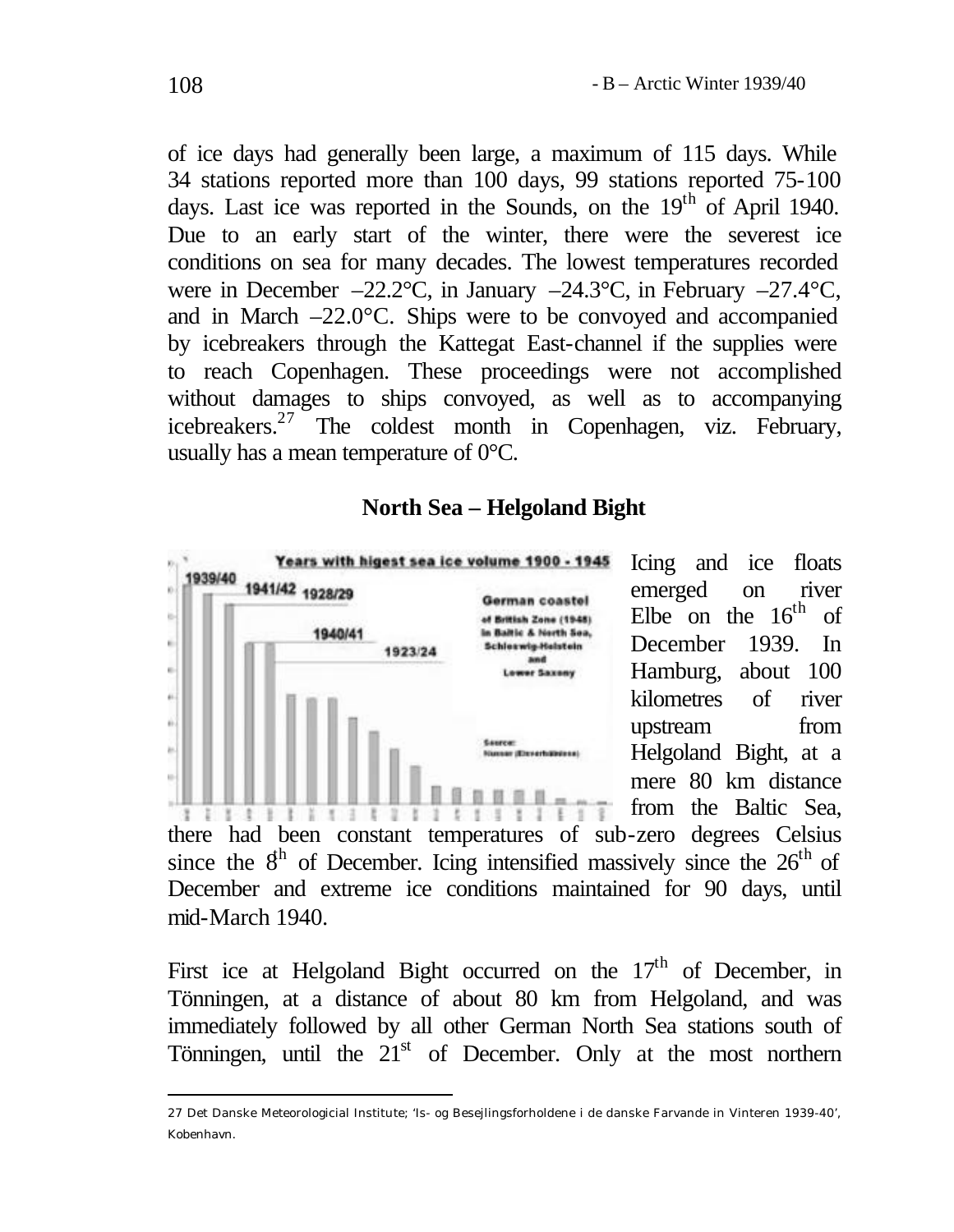of ice days had generally been large, a maximum of 115 days. While 34 stations reported more than 100 days, 99 stations reported 75-100 days. Last ice was reported in the Sounds, on the 19th of April 1940. Due to an early start of the winter, there were the severest ice conditions on sea for many decades. The lowest temperatures recorded were in December –22.2°C, in January –24.3°C, in February –27.4°C, and in March –22.0°C. Ships were to be convoyed and accompanied by icebreakers through the Kattegat East-channel if the supplies were to reach Copenhagen. These proceedings were not accomplished without damages to ships convoyed, as well as to accompanying icebreakers.[27] The coldest month in Copenhagen, viz. February, usually has a mean temperature of 0°C.

## North Sea – Helgoland Bight

Icing and ice floats emerged on river Elbe on the 16th of December 1939. In Hamburg, about 100 kilometres of river upstream from Helgoland Bight, at a mere 80 km distance from the Baltic Sea, there had been constant temperatures of sub-zero degrees Celsius since the 8th of December. Icing intensified massively since the 26th of December and extreme ice conditions maintained for 90 days, until mid-March 1940.

First ice at Helgoland Bight occurred on the 17th of December, in Tönningen, at a distance of about 80 km from Helgoland, and was immediately followed by all other German North Sea stations south of Tönningen, until the 21st of December. Only at the most northern

---

27 Det Danske Meteorologicial Institute; 'Is- og Besejlingsforholdene i de danske Farvande in Vinteren 1939-40', Kobenhavn.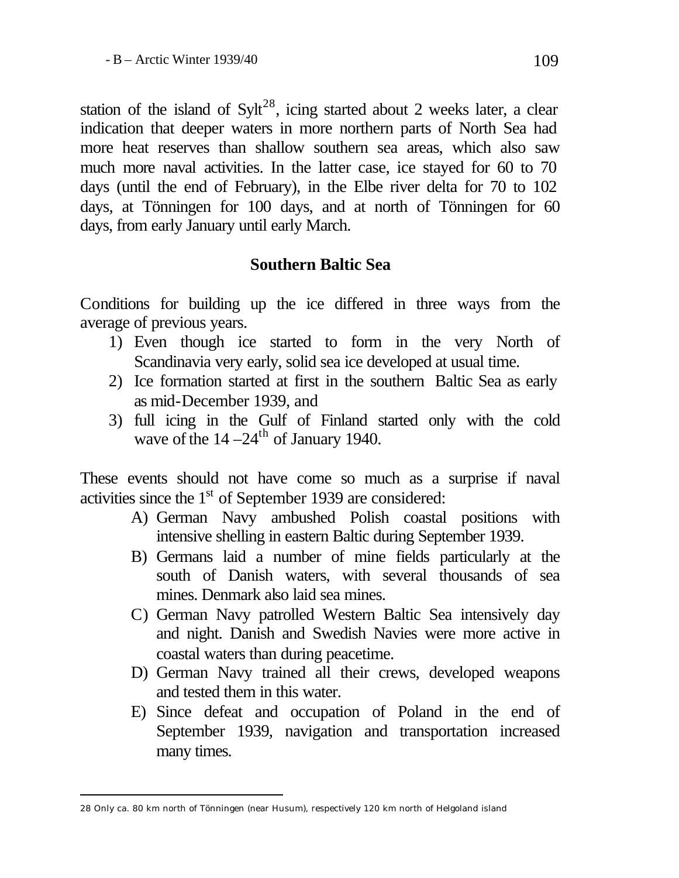station of the island of Sylt[28], icing started about 2 weeks later, a clear indication that deeper waters in more northern parts of North Sea had more heat reserves than shallow southern sea areas, which also saw much more naval activities. In the latter case, ice stayed for 60 to 70 days (until the end of February), in the Elbe river delta for 70 to 102 days, at Tönningen for 100 days, and at north of Tönningen for 60 days, from early January until early March.

## Southern Baltic Sea

Conditions for building up the ice differed in three ways from the average of previous years.

1) Even though ice started to form in the very North of Scandinavia very early, solid sea ice developed at usual time.
2) Ice formation started at first in the southern Baltic Sea as early as mid-December 1939, and
3) full icing in the Gulf of Finland started only with the cold wave of the 14 –24th of January 1940.

These events should not have come so much as a surprise if naval activities since the 1st of September 1939 are considered:

A) German Navy ambushed Polish coastal positions with intensive shelling in eastern Baltic during September 1939.
B) Germans laid a number of mine fields particularly at the south of Danish waters, with several thousands of sea mines. Denmark also laid sea mines.
C) German Navy patrolled Western Baltic Sea intensively day and night. Danish and Swedish Navies were more active in coastal waters than during peacetime.
D) German Navy trained all their crews, developed weapons and tested them in this water.
E) Since defeat and occupation of Poland in the end of September 1939, navigation and transportation increased many times.

---

28 Only ca. 80 km north of Tönningen (near Husum), respectively 120 km north of Helgoland island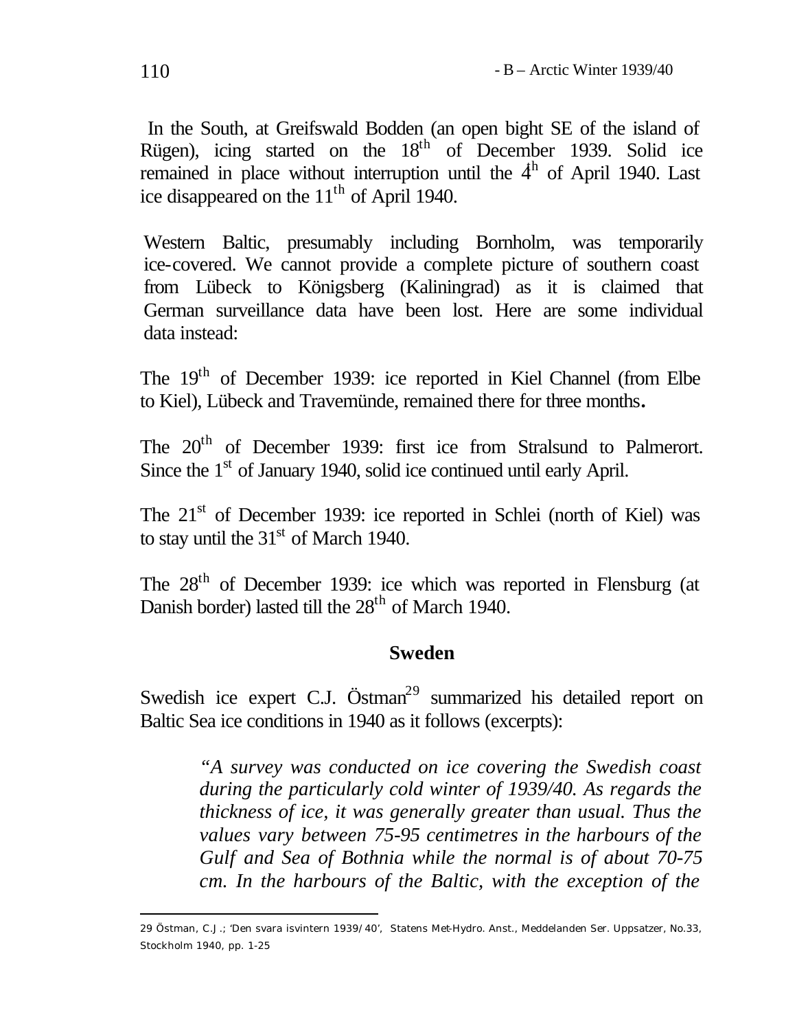In the South, at Greifswald Bodden (an open bight SE of the island of Rügen), icing started on the 18th of December 1939. Solid ice remained in place without interruption until the 4th of April 1940. Last ice disappeared on the 11th of April 1940.

Western Baltic, presumably including Bornholm, was temporarily ice-covered. We cannot provide a complete picture of southern coast from Lübeck to Königsberg (Kaliningrad) as it is claimed that German surveillance data have been lost. Here are some individual data instead:

The 19th of December 1939: ice reported in Kiel Channel (from Elbe to Kiel), Lübeck and Travemünde, remained there for three months**.**

The 20th of December 1939: first ice from Stralsund to Palmerort. Since the 1st of January 1940, solid ice continued until early April.

The 21st of December 1939: ice reported in Schlei (north of Kiel) was to stay until the 31st of March 1940.

The 28th of December 1939: ice which was reported in Flensburg (at Danish border) lasted till the 28th of March 1940.

## Sweden

Swedish ice expert C.J. Östman[29] summarized his detailed report on Baltic Sea ice conditions in 1940 as it follows (excerpts):

> *"A survey was conducted on ice covering the Swedish coast during the particularly cold winter of 1939/40. As regards the thickness of ice, it was generally greater than usual. Thus the values vary between 75-95 centimetres in the harbours of the Gulf and Sea of Bothnia while the normal is of about 70-75 cm. In the harbours of the Baltic, with the exception of the*

29 Östman, C.J.; 'Den svara isvintern 1939/40', Statens Met-Hydro. Anst., Meddelanden Ser. Uppsatzer, No.33, Stockholm 1940, pp. 1-25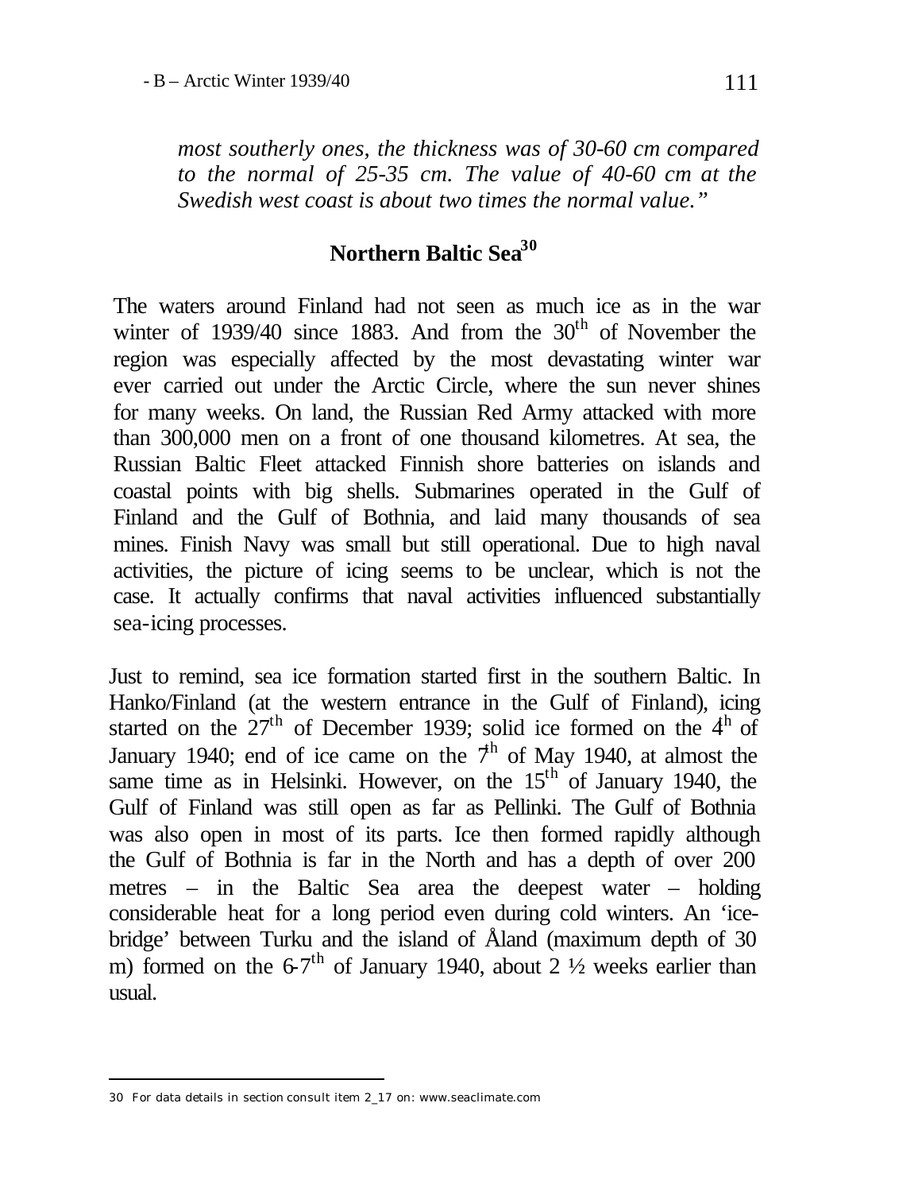*most southerly ones, the thickness was of 30-60 cm compared to the normal of 25-35 cm. The value of 40-60 cm at the Swedish west coast is about two times the normal value."*

## Northern Baltic Sea[30]

The waters around Finland had not seen as much ice as in the war winter of 1939/40 since 1883. And from the 30th of November the region was especially affected by the most devastating winter war ever carried out under the Arctic Circle, where the sun never shines for many weeks. On land, the Russian Red Army attacked with more than 300,000 men on a front of one thousand kilometres. At sea, the Russian Baltic Fleet attacked Finnish shore batteries on islands and coastal points with big shells. Submarines operated in the Gulf of Finland and the Gulf of Bothnia, and laid many thousands of sea mines. Finish Navy was small but still operational. Due to high naval activities, the picture of icing seems to be unclear, which is not the case. It actually confirms that naval activities influenced substantially sea-icing processes.

Just to remind, sea ice formation started first in the southern Baltic. In Hanko/Finland (at the western entrance in the Gulf of Finland), icing started on the 27th of December 1939; solid ice formed on the 4th of January 1940; end of ice came on the 7th of May 1940, at almost the same time as in Helsinki. However, on the 15th of January 1940, the Gulf of Finland was still open as far as Pellinki. The Gulf of Bothnia was also open in most of its parts. Ice then formed rapidly although the Gulf of Bothnia is far in the North and has a depth of over 200 metres – in the Baltic Sea area the deepest water – holding considerable heat for a long period even during cold winters. An 'ice-bridge' between Turku and the island of Åland (maximum depth of 30 m) formed on the 6-7th of January 1940, about 2 ½ weeks earlier than usual.

---

30 For data details in section consult item 2_17 on: www.seaclimate.com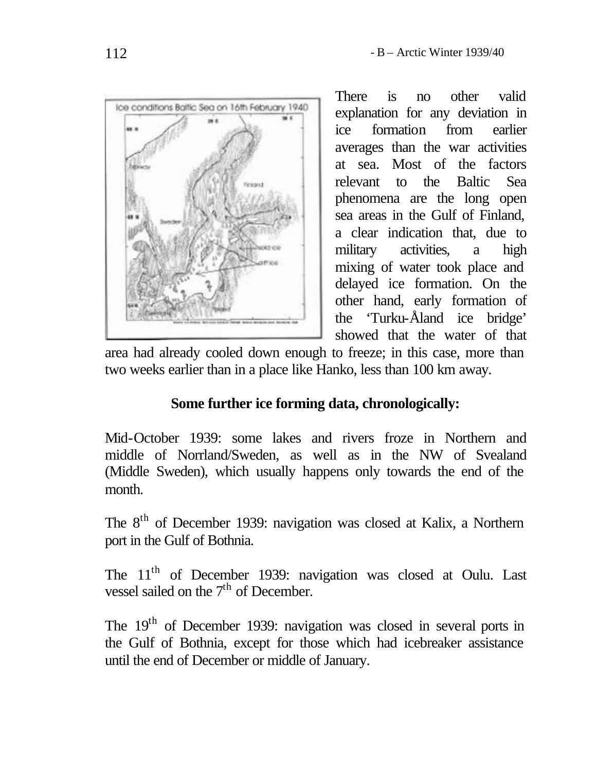There is no other valid explanation for any deviation in ice formation from earlier averages than the war activities at sea. Most of the factors relevant to the Baltic Sea phenomena are the long open sea areas in the Gulf of Finland, a clear indication that, due to military activities, a high mixing of water took place and delayed ice formation. On the other hand, early formation of the 'Turku-Åland ice bridge' showed that the water of that area had already cooled down enough to freeze; in this case, more than two weeks earlier than in a place like Hanko, less than 100 km away.

**Some further ice forming data, chronologically:**

Mid-October 1939: some lakes and rivers froze in Northern and middle of Norrland/Sweden, as well as in the NW of Svealand (Middle Sweden), which usually happens only towards the end of the month.

The 8th of December 1939: navigation was closed at Kalix, a Northern port in the Gulf of Bothnia.

The 11th of December 1939: navigation was closed at Oulu. Last vessel sailed on the 7th of December.

The 19th of December 1939: navigation was closed in several ports in the Gulf of Bothnia, except for those which had icebreaker assistance until the end of December or middle of January.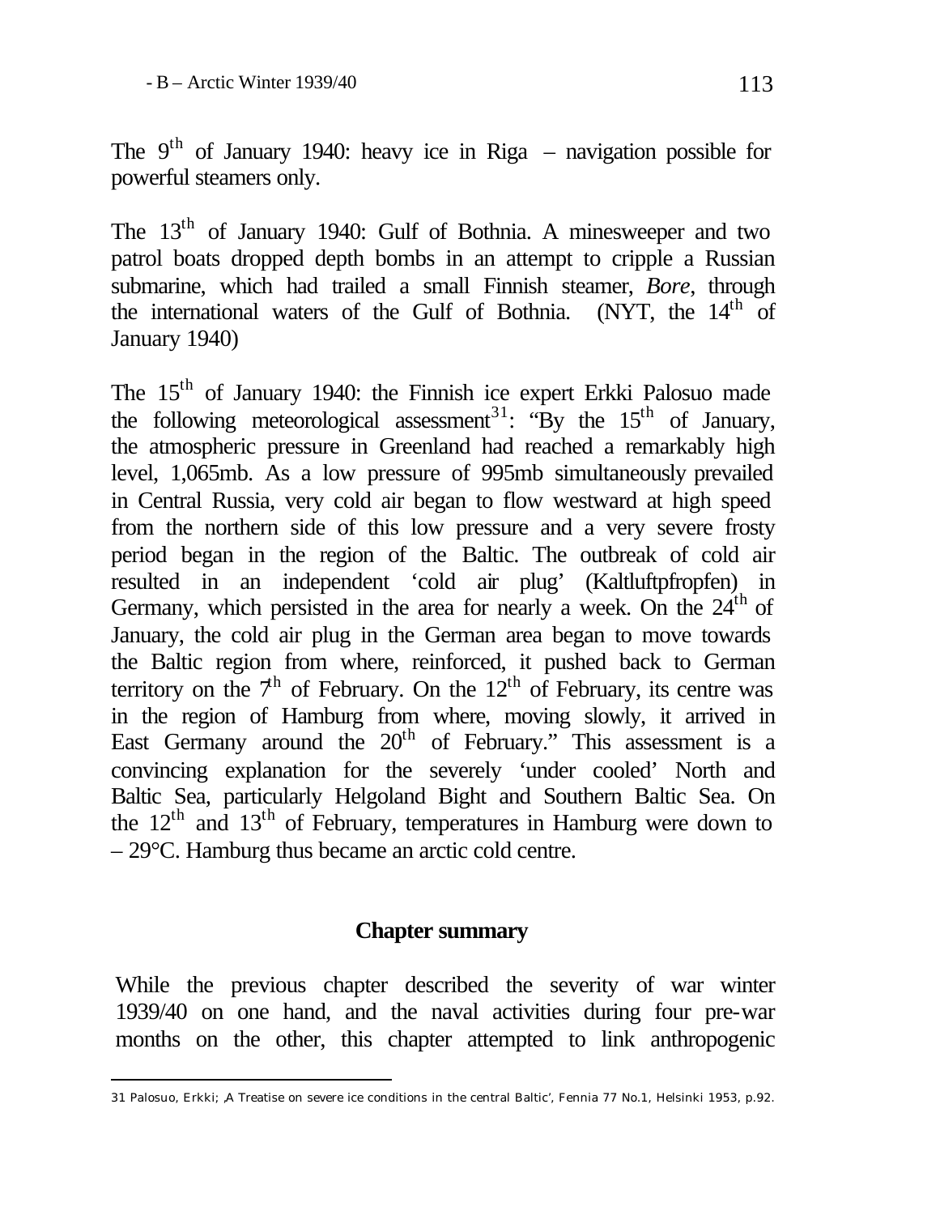The 9th of January 1940: heavy ice in Riga – navigation possible for powerful steamers only.

The 13th of January 1940: Gulf of Bothnia. A minesweeper and two patrol boats dropped depth bombs in an attempt to cripple a Russian submarine, which had trailed a small Finnish steamer, *Bore*, through the international waters of the Gulf of Bothnia. (NYT, the 14th of January 1940)

The 15th of January 1940: the Finnish ice expert Erkki Palosuo made the following meteorological assessment[31]: "By the 15th of January, the atmospheric pressure in Greenland had reached a remarkably high level, 1,065mb. As a low pressure of 995mb simultaneously prevailed in Central Russia, very cold air began to flow westward at high speed from the northern side of this low pressure and a very severe frosty period began in the region of the Baltic. The outbreak of cold air resulted in an independent 'cold air plug' (Kaltluftpfropfen) in Germany, which persisted in the area for nearly a week. On the 24th of January, the cold air plug in the German area began to move towards the Baltic region from where, reinforced, it pushed back to German territory on the 7th of February. On the 12th of February, its centre was in the region of Hamburg from where, moving slowly, it arrived in East Germany around the 20th of February." This assessment is a convincing explanation for the severely 'under cooled' North and Baltic Sea, particularly Helgoland Bight and Southern Baltic Sea. On the 12th and 13th of February, temperatures in Hamburg were down to – 29°C. Hamburg thus became an arctic cold centre.

## Chapter summary

While the previous chapter described the severity of war winter 1939/40 on one hand, and the naval activities during four pre-war months on the other, this chapter attempted to link anthropogenic

---

31 Palosuo, Erkki; ‚A Treatise on severe ice conditions in the central Baltic', Fennia 77 No.1, Helsinki 1953, p.92.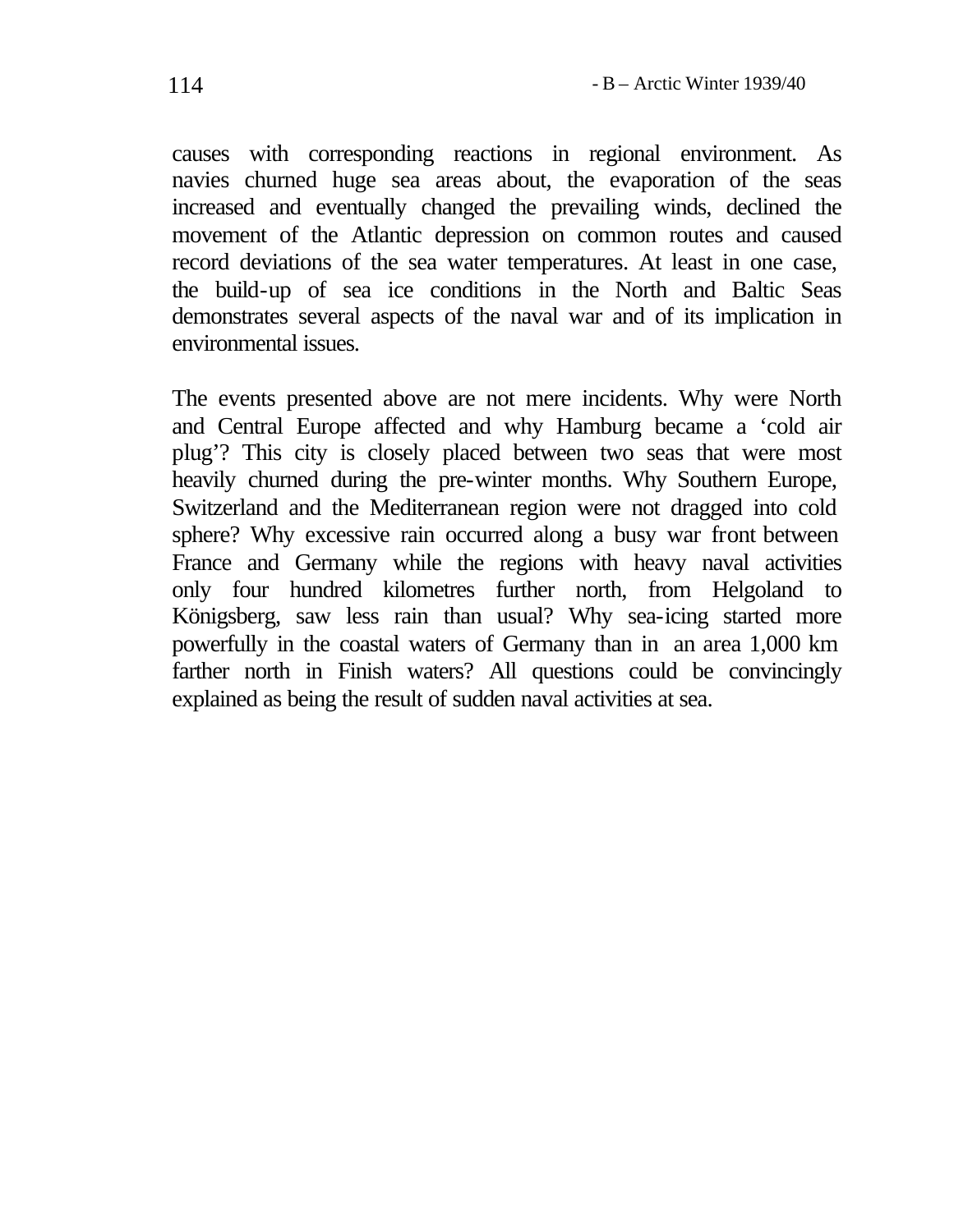causes with corresponding reactions in regional environment. As navies churned huge sea areas about, the evaporation of the seas increased and eventually changed the prevailing winds, declined the movement of the Atlantic depression on common routes and caused record deviations of the sea water temperatures. At least in one case, the build-up of sea ice conditions in the North and Baltic Seas demonstrates several aspects of the naval war and of its implication in environmental issues.

The events presented above are not mere incidents. Why were North and Central Europe affected and why Hamburg became a 'cold air plug'? This city is closely placed between two seas that were most heavily churned during the pre-winter months. Why Southern Europe, Switzerland and the Mediterranean region were not dragged into cold sphere? Why excessive rain occurred along a busy war front between France and Germany while the regions with heavy naval activities only four hundred kilometres further north, from Helgoland to Königsberg, saw less rain than usual? Why sea-icing started more powerfully in the coastal waters of Germany than in an area 1,000 km farther north in Finish waters? All questions could be convincingly explained as being the result of sudden naval activities at sea.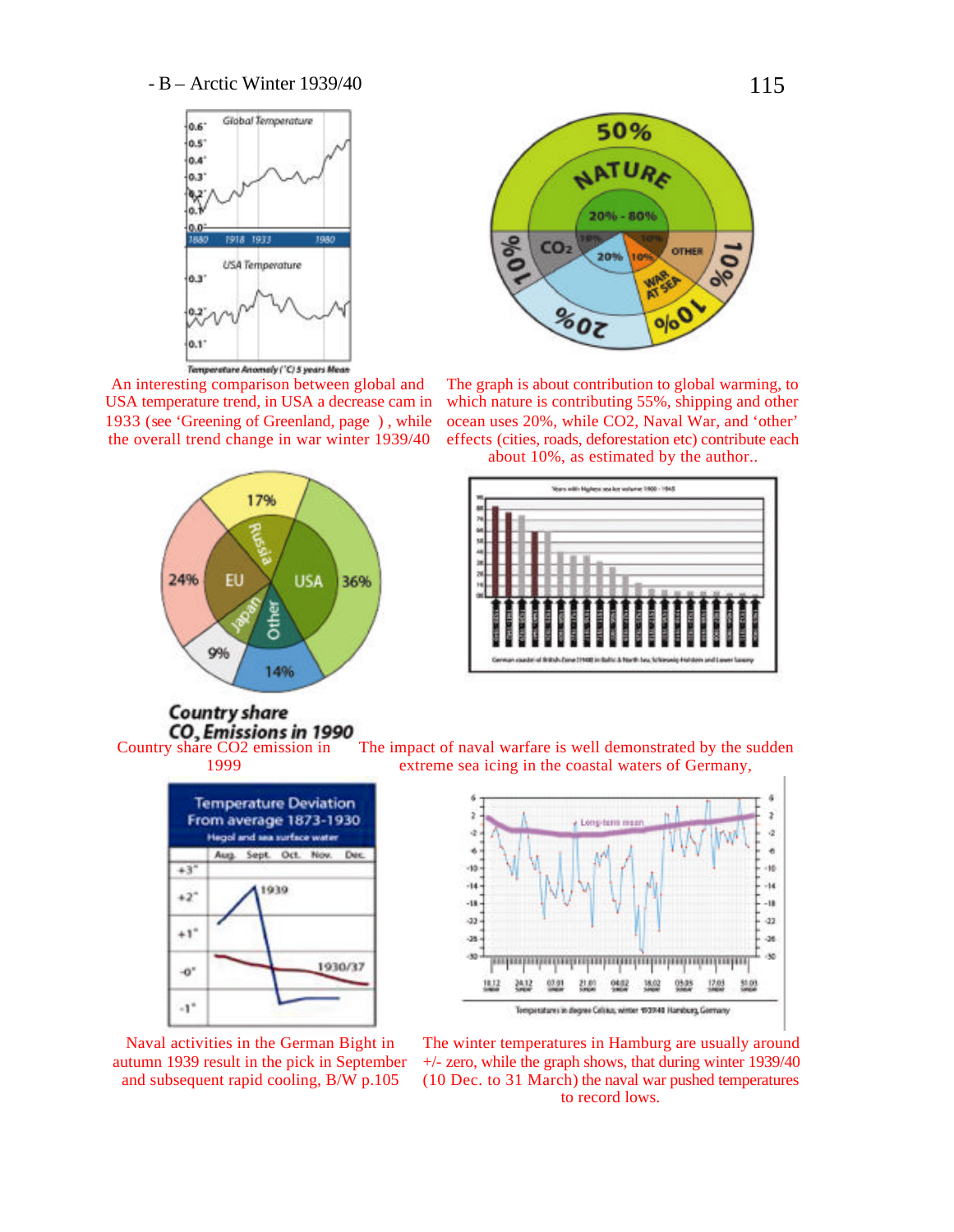Global Temperature

0.6°
0.5°
0.4°
0.3°
0.2°
0.1°
0.0°

1880 1918 1933 1980

USA Temperature

0.3°
0.2°
0.1°

Temperature Anomaly (°C) 5 years Mean

An interesting comparison between global and USA temperature trend, in USA a decrease cam in 1933 (see 'Greening of Greenland, page ) , while the overall trend change in war winter 1939/40

50%
NATURE
20% - 80%
10%
$CO_2$
20%
10%
OTHER
10%
WAR AT SEA
10%
20%

The graph is about contribution to global warming, to which nature is contributing 55%, shipping and other ocean uses 20%, while CO2, Naval War, and 'other' effects (cities, roads, deforestation etc) contribute each about 10%, as estimated by the author..

17%
Russia
24%
EU
USA
36%
Japan
Other
9%
14%

Country share
$CO_2$ Emissions in 1990

Country share CO2 emission in 1999

Years with highest sea ice volume 1900 - 1965

The impact of naval warfare is well demonstrated by the sudden extreme sea icing in the coastal waters of Germany,

Temperature Deviation
From average 1873-1930
Hegol and sea surface water

Aug. Sept. Oct. Nov. Dec.
+3°
+2°
+1°
-0°
-1°
1939
1930/37

Naval activities in the German Bight in autumn 1939 result in the pick in September and subsequent rapid cooling, B/W p.105

Long-term mean

Temperatures in degree Celsius, winter 1939/40 Hamburg, Germany

The winter temperatures in Hamburg are usually around +/- zero, while the graph shows, that during winter 1939/40 (10 Dec. to 31 March) the naval war pushed temperatures to record lows.